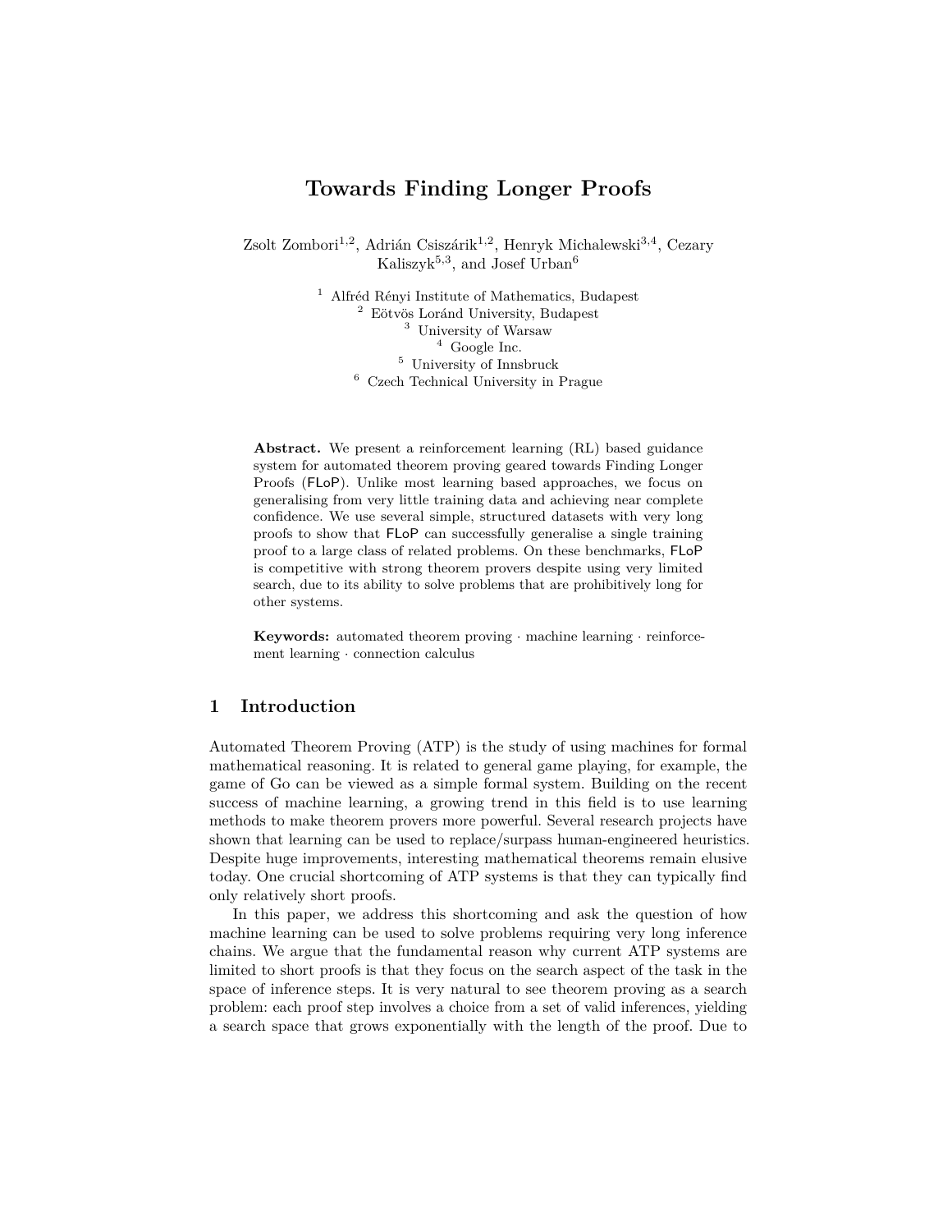# Towards Finding Longer Proofs

Zsolt Zombori[1,2], Adrián Csiszárik[1,2], Henryk Michalewski[3,4], Cezary Kaliszyk[5,3], and Josef Urban[6]

[1] Alfréd Rényi Institute of Mathematics, Budapest
[2] Eötvös Loránd University, Budapest
[3] University of Warsaw
[4] Google Inc.
[5] University of Innsbruck
[6] Czech Technical University in Prague

**Abstract.** We present a reinforcement learning (RL) based guidance system for automated theorem proving geared towards Finding Longer Proofs (FLoP). Unlike most learning based approaches, we focus on generalising from very little training data and achieving near complete confidence. We use several simple, structured datasets with very long proofs to show that FLoP can successfully generalise a single training proof to a large class of related problems. On these benchmarks, FLoP is competitive with strong theorem provers despite using very limited search, due to its ability to solve problems that are prohibitively long for other systems.

**Keywords:** automated theorem proving · machine learning · reinforcement learning · connection calculus

## 1 Introduction

Automated Theorem Proving (ATP) is the study of using machines for formal mathematical reasoning. It is related to general game playing, for example, the game of Go can be viewed as a simple formal system. Building on the recent success of machine learning, a growing trend in this field is to use learning methods to make theorem provers more powerful. Several research projects have shown that learning can be used to replace/surpass human-engineered heuristics. Despite huge improvements, interesting mathematical theorems remain elusive today. One crucial shortcoming of ATP systems is that they can typically find only relatively short proofs.

In this paper, we address this shortcoming and ask the question of how machine learning can be used to solve problems requiring very long inference chains. We argue that the fundamental reason why current ATP systems are limited to short proofs is that they focus on the search aspect of the task in the space of inference steps. It is very natural to see theorem proving as a search problem: each proof step involves a choice from a set of valid inferences, yielding a search space that grows exponentially with the length of the proof. Due to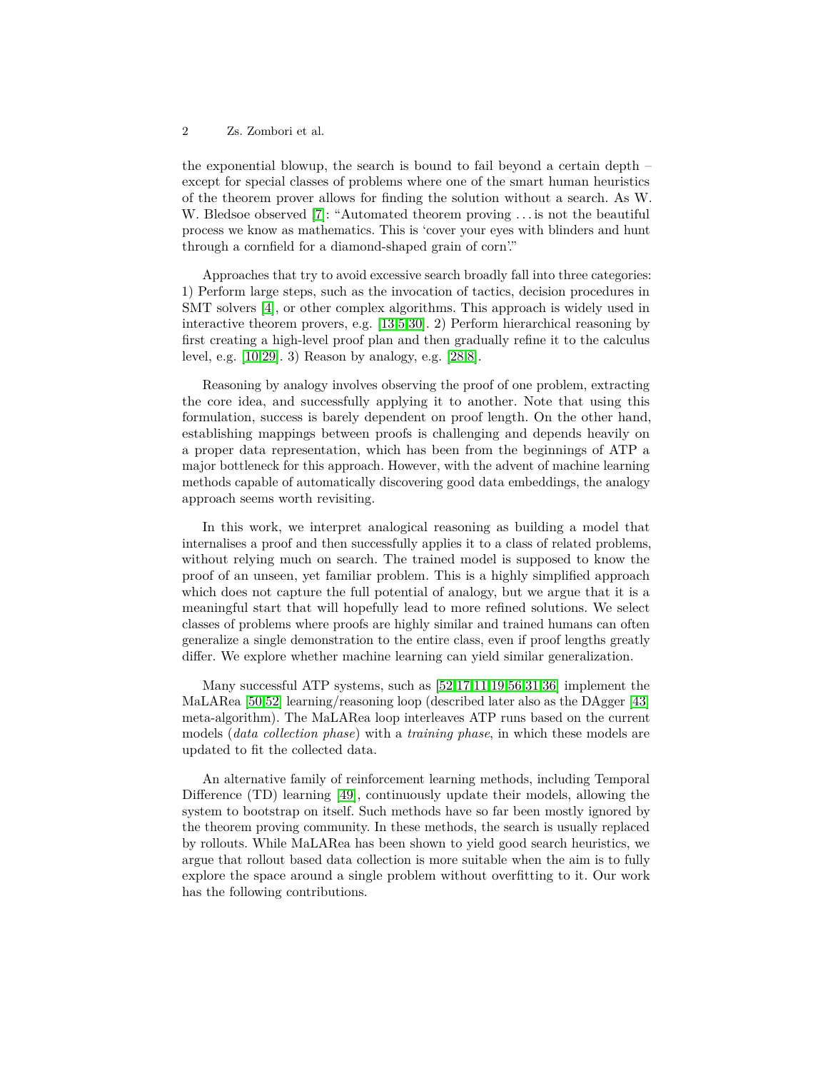the exponential blowup, the search is bound to fail beyond a certain depth – except for special classes of problems where one of the smart human heuristics of the theorem prover allows for finding the solution without a search. As W. W. Bledsoe observed [7]: "Automated theorem proving . . . is not the beautiful process we know as mathematics. This is 'cover your eyes with blinders and hunt through a cornfield for a diamond-shaped grain of corn'."

Approaches that try to avoid excessive search broadly fall into three categories: 1) Perform large steps, such as the invocation of tactics, decision procedures in SMT solvers [4], or other complex algorithms. This approach is widely used in interactive theorem provers, e.g. [13,5,30]. 2) Perform hierarchical reasoning by first creating a high-level proof plan and then gradually refine it to the calculus level, e.g. [10,29]. 3) Reason by analogy, e.g. [28,8].

Reasoning by analogy involves observing the proof of one problem, extracting the core idea, and successfully applying it to another. Note that using this formulation, success is barely dependent on proof length. On the other hand, establishing mappings between proofs is challenging and depends heavily on a proper data representation, which has been from the beginnings of ATP a major bottleneck for this approach. However, with the advent of machine learning methods capable of automatically discovering good data embeddings, the analogy approach seems worth revisiting.

In this work, we interpret analogical reasoning as building a model that internalises a proof and then successfully applies it to a class of related problems, without relying much on search. The trained model is supposed to know the proof of an unseen, yet familiar problem. This is a highly simplified approach which does not capture the full potential of analogy, but we argue that it is a meaningful start that will hopefully lead to more refined solutions. We select classes of problems where proofs are highly similar and trained humans can often generalize a single demonstration to the entire class, even if proof lengths greatly differ. We explore whether machine learning can yield similar generalization.

Many successful ATP systems, such as [52,17,11,19,56,31,36] implement the MaLARea [50,52] learning/reasoning loop (described later also as the DAgger [43] meta-algorithm). The MaLARea loop interleaves ATP runs based on the current models (*data collection phase*) with a *training phase*, in which these models are updated to fit the collected data.

An alternative family of reinforcement learning methods, including Temporal Difference (TD) learning [49], continuously update their models, allowing the system to bootstrap on itself. Such methods have so far been mostly ignored by the theorem proving community. In these methods, the search is usually replaced by rollouts. While MaLARea has been shown to yield good search heuristics, we argue that rollout based data collection is more suitable when the aim is to fully explore the space around a single problem without overfitting to it. Our work has the following contributions.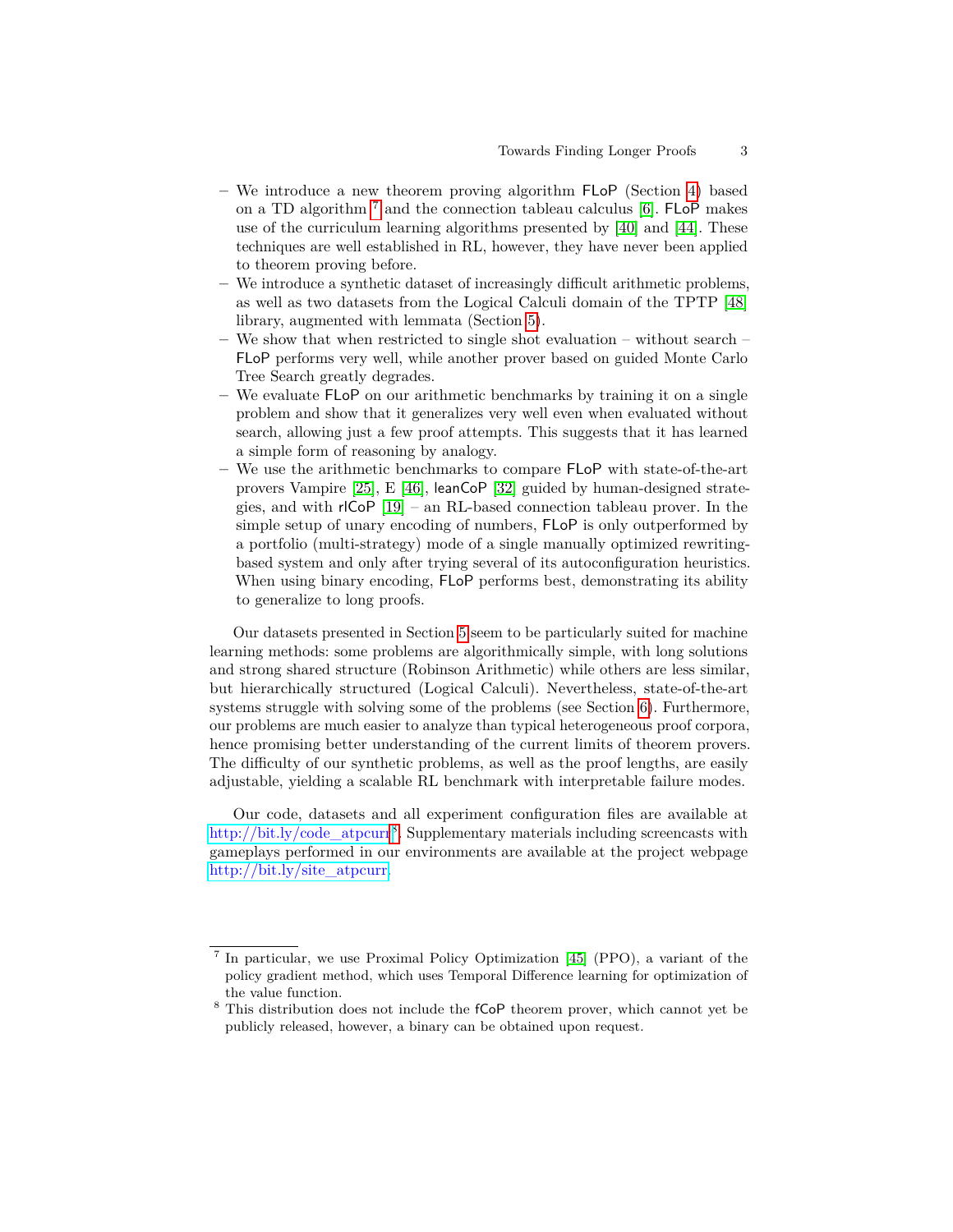- We introduce a new theorem proving algorithm FLoP (Section 4) based on a TD algorithm [7] and the connection tableau calculus [6]. FLoP makes use of the curriculum learning algorithms presented by [40] and [44]. These techniques are well established in RL, however, they have never been applied to theorem proving before.
- We introduce a synthetic dataset of increasingly difficult arithmetic problems, as well as two datasets from the Logical Calculi domain of the TPTP [48] library, augmented with lemmata (Section 5).
- We show that when restricted to single shot evaluation – without search – FLoP performs very well, while another prover based on guided Monte Carlo Tree Search greatly degrades.
- We evaluate FLoP on our arithmetic benchmarks by training it on a single problem and show that it generalizes very well even when evaluated without search, allowing just a few proof attempts. This suggests that it has learned a simple form of reasoning by analogy.
- We use the arithmetic benchmarks to compare FLoP with state-of-the-art provers Vampire [25], E [46], leanCoP [32] guided by human-designed strategies, and with rlCoP [19] – an RL-based connection tableau prover. In the simple setup of unary encoding of numbers, FLoP is only outperformed by a portfolio (multi-strategy) mode of a single manually optimized rewriting-based system and only after trying several of its autoconfiguration heuristics. When using binary encoding, FLoP performs best, demonstrating its ability to generalize to long proofs.

Our datasets presented in Section 5 seem to be particularly suited for machine learning methods: some problems are algorithmically simple, with long solutions and strong shared structure (Robinson Arithmetic) while others are less similar, but hierarchically structured (Logical Calculi). Nevertheless, state-of-the-art systems struggle with solving some of the problems (see Section 6). Furthermore, our problems are much easier to analyze than typical heterogeneous proof corpora, hence promising better understanding of the current limits of theorem provers. The difficulty of our synthetic problems, as well as the proof lengths, are easily adjustable, yielding a scalable RL benchmark with interpretable failure modes.

Our code, datasets and all experiment configuration files are available at http://bit.ly/code_atpcurr[8]. Supplementary materials including screencasts with gameplays performed in our environments are available at the project webpage http://bit.ly/site_atpcurr.

---

[7] In particular, we use Proximal Policy Optimization [45] (PPO), a variant of the policy gradient method, which uses Temporal Difference learning for optimization of the value function.

[8] This distribution does not include the fCoP theorem prover, which cannot yet be publicly released, however, a binary can be obtained upon request.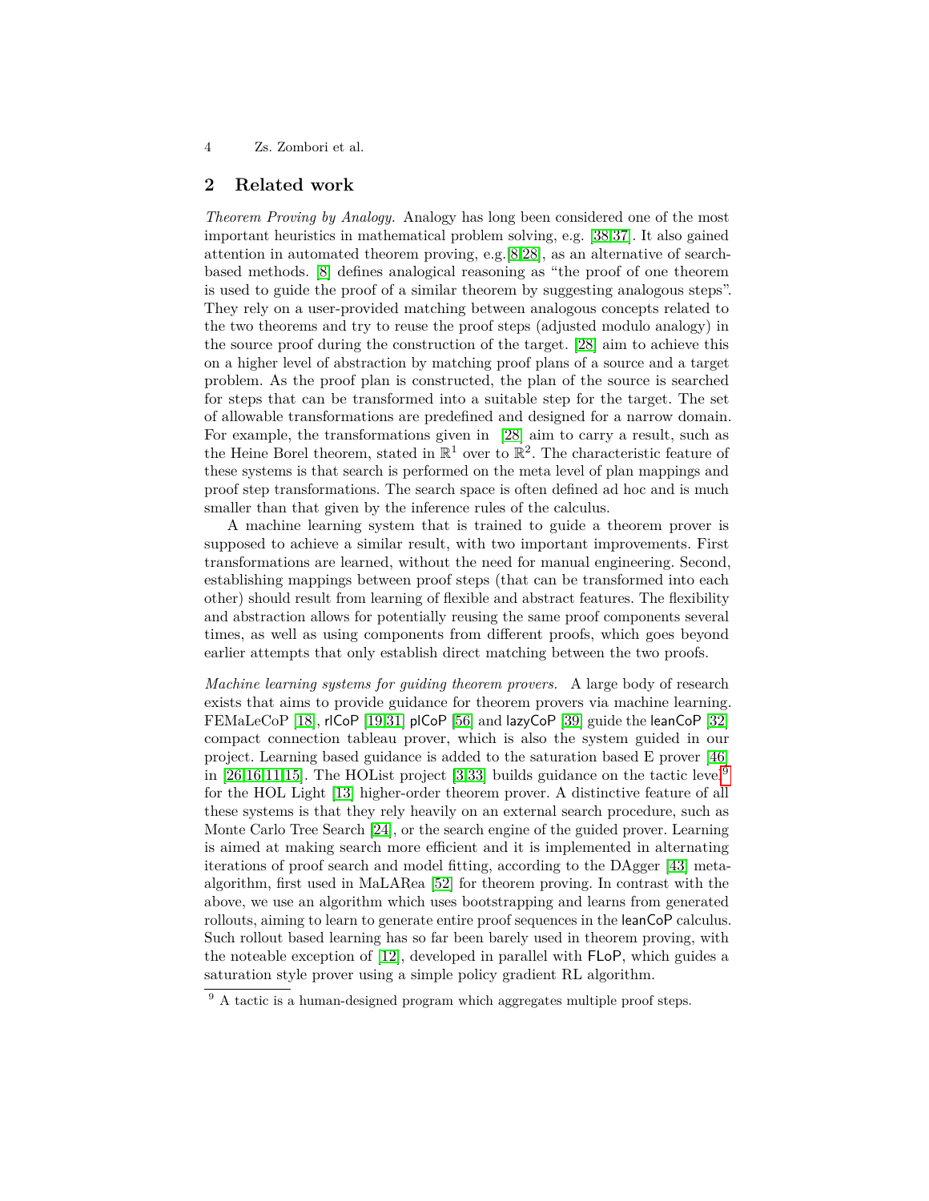## 2 Related work

*Theorem Proving by Analogy.* Analogy has long been considered one of the most important heuristics in mathematical problem solving, e.g. [38,37]. It also gained attention in automated theorem proving, e.g.[8,28], as an alternative of search-based methods. [8] defines analogical reasoning as "the proof of one theorem is used to guide the proof of a similar theorem by suggesting analogous steps". They rely on a user-provided matching between analogous concepts related to the two theorems and try to reuse the proof steps (adjusted modulo analogy) in the source proof during the construction of the target. [28] aim to achieve this on a higher level of abstraction by matching proof plans of a source and a target problem. As the proof plan is constructed, the plan of the source is searched for steps that can be transformed into a suitable step for the target. The set of allowable transformations are predefined and designed for a narrow domain. For example, the transformations given in [28] aim to carry a result, such as the Heine Borel theorem, stated in $\mathbb{R}^1$ over to $\mathbb{R}^2$. The characteristic feature of these systems is that search is performed on the meta level of plan mappings and proof step transformations. The search space is often defined ad hoc and is much smaller than that given by the inference rules of the calculus.

A machine learning system that is trained to guide a theorem prover is supposed to achieve a similar result, with two important improvements. First transformations are learned, without the need for manual engineering. Second, establishing mappings between proof steps (that can be transformed into each other) should result from learning of flexible and abstract features. The flexibility and abstraction allows for potentially reusing the same proof components several times, as well as using components from different proofs, which goes beyond earlier attempts that only establish direct matching between the two proofs.

*Machine learning systems for guiding theorem provers.* A large body of research exists that aims to provide guidance for theorem provers via machine learning. FEMaLeCoP [18], rlCoP [19,31] plCoP [56] and lazyCoP [39] guide the leanCoP [32] compact connection tableau prover, which is also the system guided in our project. Learning based guidance is added to the saturation based E prover [46] in [26,16,11,15]. The HOList project [3,33] builds guidance on the tactic level[9] for the HOL Light [13] higher-order theorem prover. A distinctive feature of all these systems is that they rely heavily on an external search procedure, such as Monte Carlo Tree Search [24], or the search engine of the guided prover. Learning is aimed at making search more efficient and it is implemented in alternating iterations of proof search and model fitting, according to the DAgger [43] meta-algorithm, first used in MaLARea [52] for theorem proving. In contrast with the above, we use an algorithm which uses bootstrapping and learns from generated rollouts, aiming to learn to generate entire proof sequences in the leanCoP calculus. Such rollout based learning has so far been barely used in theorem proving, with the noteable exception of [12], developed in parallel with FLoP, which guides a saturation style prover using a simple policy gradient RL algorithm.

[9] A tactic is a human-designed program which aggregates multiple proof steps.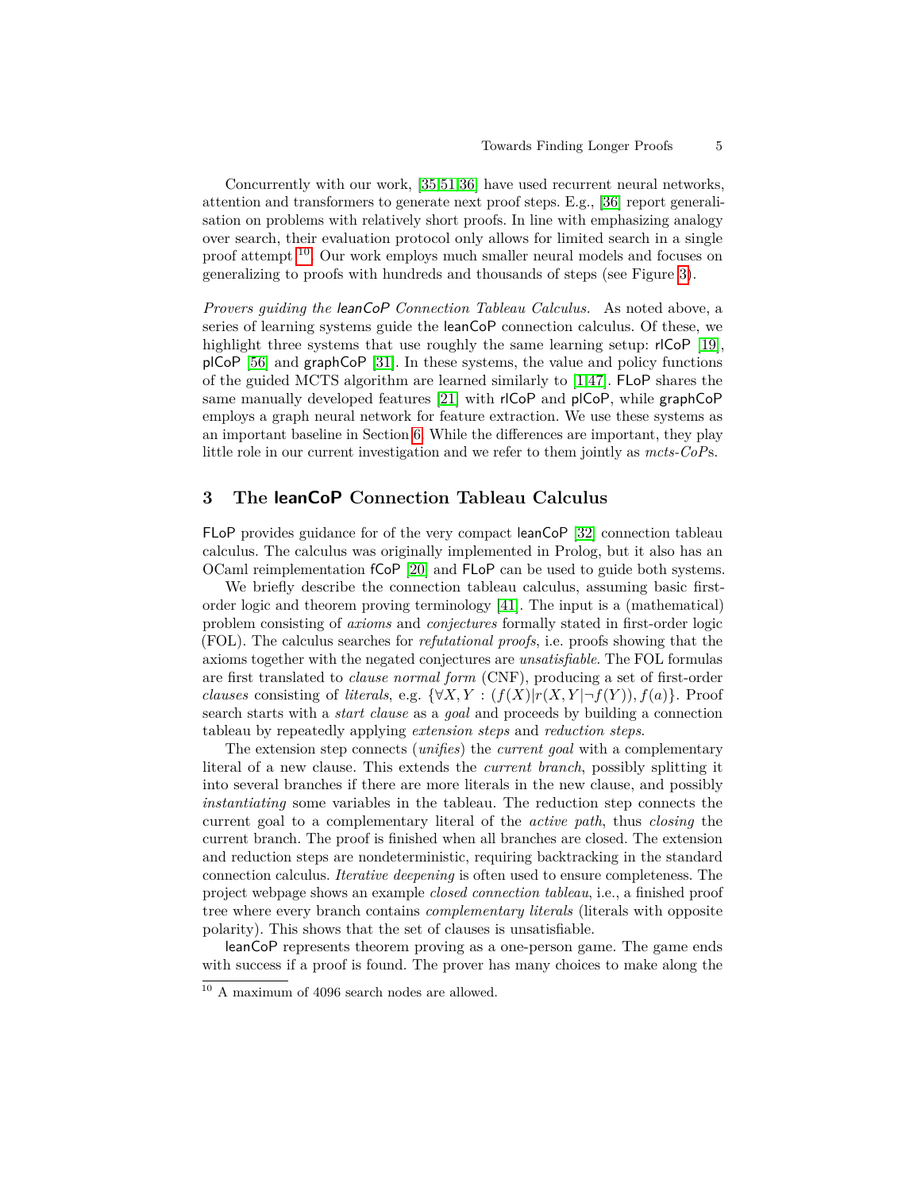Concurrently with our work, [35,51,36] have used recurrent neural networks, attention and transformers to generate next proof steps. E.g., [36] report generalisation on problems with relatively short proofs. In line with emphasizing analogy over search, their evaluation protocol only allows for limited search in a single proof attempt [10]. Our work employs much smaller neural models and focuses on generalizing to proofs with hundreds and thousands of steps (see Figure 3).

*Provers guiding the leanCoP Connection Tableau Calculus.* As noted above, a series of learning systems guide the leanCoP connection calculus. Of these, we highlight three systems that use roughly the same learning setup: rlCoP [19], plCoP [56] and graphCoP [31]. In these systems, the value and policy functions of the guided MCTS algorithm are learned similarly to [1,47]. FLoP shares the same manually developed features [21] with rlCoP and plCoP, while graphCoP employs a graph neural network for feature extraction. We use these systems as an important baseline in Section 6. While the differences are important, they play little role in our current investigation and we refer to them jointly as *mcts-CoPs*.

## 3 The leanCoP Connection Tableau Calculus

FLoP provides guidance for of the very compact leanCoP [32] connection tableau calculus. The calculus was originally implemented in Prolog, but it also has an OCaml reimplementation fCoP [20] and FLoP can be used to guide both systems.

We briefly describe the connection tableau calculus, assuming basic first-order logic and theorem proving terminology [41]. The input is a (mathematical) problem consisting of *axioms* and *conjectures* formally stated in first-order logic (FOL). The calculus searches for *refutational proofs*, i.e. proofs showing that the axioms together with the negated conjectures are *unsatisfiable*. The FOL formulas are first translated to *clause normal form* (CNF), producing a set of first-order *clauses* consisting of *literals*, e.g. $\{\forall X, Y : (f(X)|r(X, Y|\neg f(Y)), f(a)\}$. Proof search starts with a *start clause* as a *goal* and proceeds by building a connection tableau by repeatedly applying *extension steps* and *reduction steps*.

The extension step connects (*unifies*) the *current goal* with a complementary literal of a new clause. This extends the *current branch*, possibly splitting it into several branches if there are more literals in the new clause, and possibly *instantiating* some variables in the tableau. The reduction step connects the current goal to a complementary literal of the *active path*, thus *closing* the current branch. The proof is finished when all branches are closed. The extension and reduction steps are nondeterministic, requiring backtracking in the standard connection calculus. *Iterative deepening* is often used to ensure completeness. The project webpage shows an example *closed connection tableau*, i.e., a finished proof tree where every branch contains *complementary literals* (literals with opposite polarity). This shows that the set of clauses is unsatisfiable.

leanCoP represents theorem proving as a one-person game. The game ends with success if a proof is found. The prover has many choices to make along the

[10] A maximum of 4096 search nodes are allowed.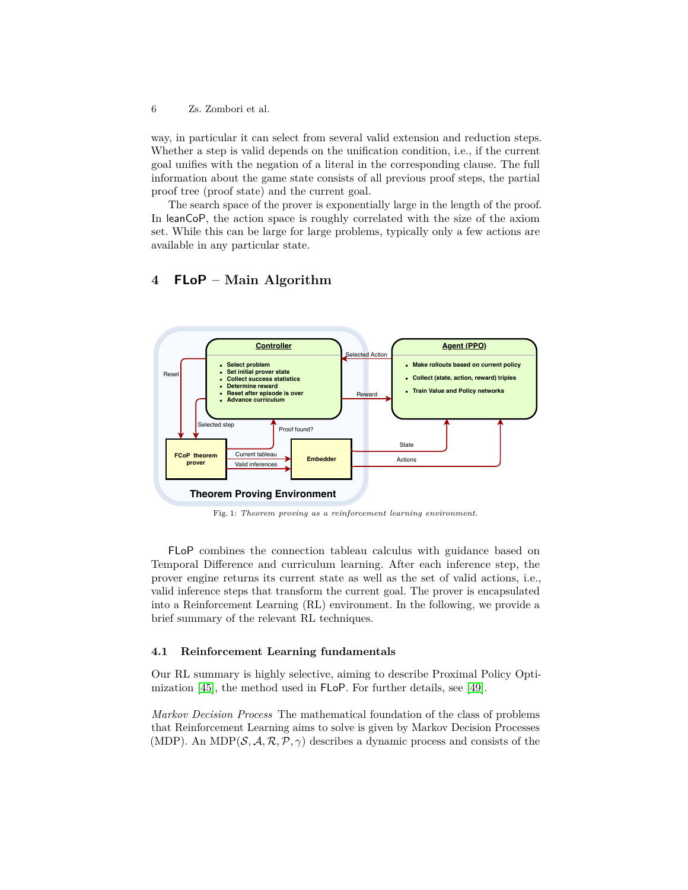way, in particular it can select from several valid extension and reduction steps. Whether a step is valid depends on the unification condition, i.e., if the current goal unifies with the negation of a literal in the corresponding clause. The full information about the game state consists of all previous proof steps, the partial proof tree (proof state) and the current goal.

The search space of the prover is exponentially large in the length of the proof. In leanCoP, the action space is roughly correlated with the size of the axiom set. While this can be large for large problems, typically only a few actions are available in any particular state.

## 4 FLoP – Main Algorithm

Fig. 1: *Theorem proving as a reinforcement learning environment.*

FLoP combines the connection tableau calculus with guidance based on Temporal Difference and curriculum learning. After each inference step, the prover engine returns its current state as well as the set of valid actions, i.e., valid inference steps that transform the current goal. The prover is encapsulated into a Reinforcement Learning (RL) environment. In the following, we provide a brief summary of the relevant RL techniques.

### 4.1 Reinforcement Learning fundamentals

Our RL summary is highly selective, aiming to describe Proximal Policy Optimization [45], the method used in FLoP. For further details, see [49].

*Markov Decision Process* The mathematical foundation of the class of problems that Reinforcement Learning aims to solve is given by Markov Decision Processes (MDP). An MDP$(\mathcal{S}, \mathcal{A}, \mathcal{R}, \mathcal{P}, \gamma)$ describes a dynamic process and consists of the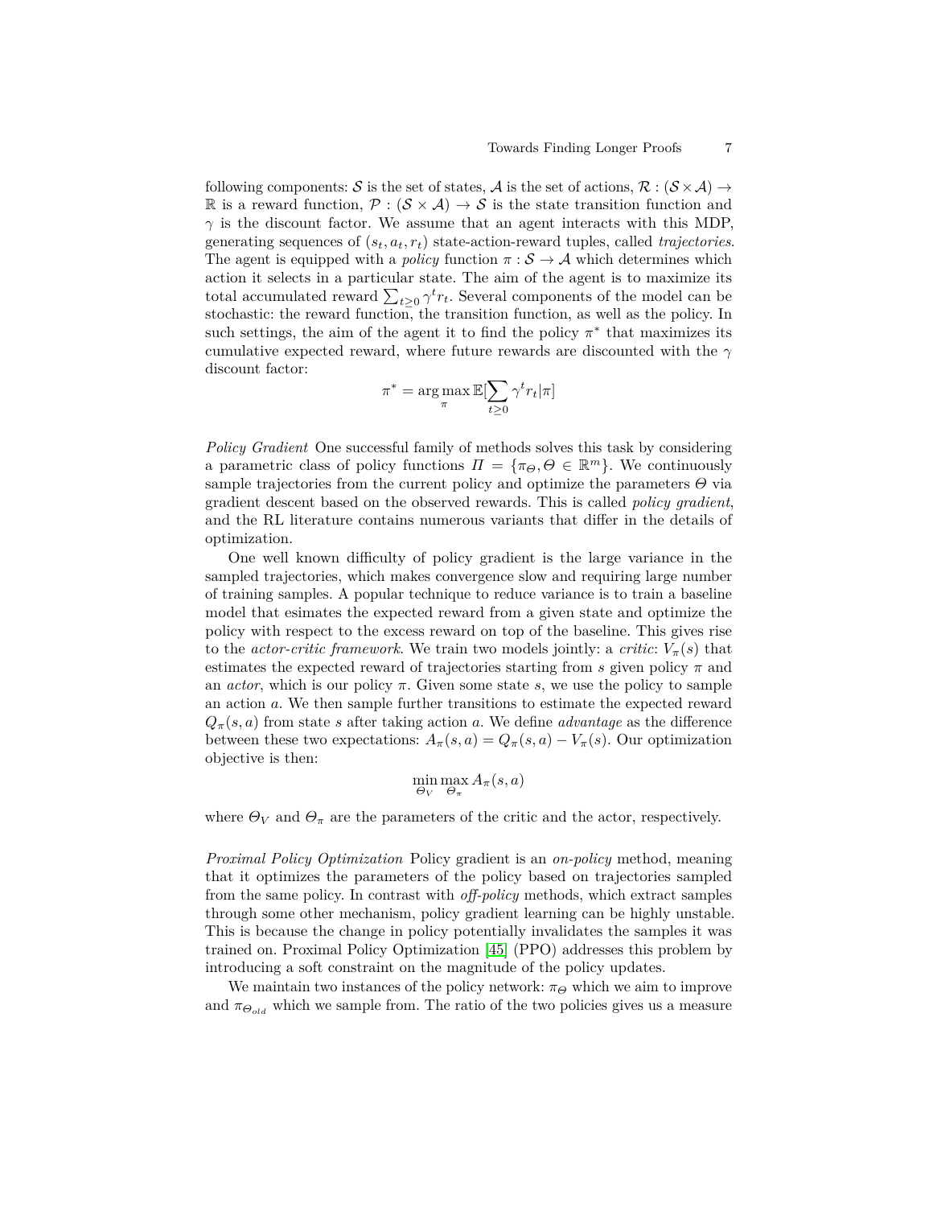following components: $\mathcal{S}$ is the set of states, $\mathcal{A}$ is the set of actions, $\mathcal{R} : (\mathcal{S} \times \mathcal{A}) \to \mathbb{R}$ is a reward function, $\mathcal{P} : (\mathcal{S} \times \mathcal{A}) \to \mathcal{S}$ is the state transition function and $\gamma$ is the discount factor. We assume that an agent interacts with this MDP, generating sequences of $(s_t, a_t, r_t)$ state-action-reward tuples, called *trajectories*. The agent is equipped with a *policy* function $\pi : \mathcal{S} \to \mathcal{A}$ which determines which action it selects in a particular state. The aim of the agent is to maximize its total accumulated reward $\sum_{t \geq 0} \gamma^t r_t$. Several components of the model can be stochastic: the reward function, the transition function, as well as the policy. In such settings, the aim of the agent it to find the policy $\pi^*$ that maximizes its cumulative expected reward, where future rewards are discounted with the $\gamma$ discount factor:

$$\pi^* = \arg\max_{\pi} \mathbb{E}[\sum_{t \geq 0} \gamma^t r_t | \pi]$$

*Policy Gradient* One successful family of methods solves this task by considering a parametric class of policy functions $\Pi = \{\pi_\Theta, \Theta \in \mathbb{R}^m\}$. We continuously sample trajectories from the current policy and optimize the parameters $\Theta$ via gradient descent based on the observed rewards. This is called *policy gradient*, and the RL literature contains numerous variants that differ in the details of optimization.

One well known difficulty of policy gradient is the large variance in the sampled trajectories, which makes convergence slow and requiring large number of training samples. A popular technique to reduce variance is to train a baseline model that esimates the expected reward from a given state and optimize the policy with respect to the excess reward on top of the baseline. This gives rise to the *actor-critic framework*. We train two models jointly: a *critic*: $V_\pi(s)$ that estimates the expected reward of trajectories starting from $s$ given policy $\pi$ and an *actor*, which is our policy $\pi$. Given some state $s$, we use the policy to sample an action $a$. We then sample further transitions to estimate the expected reward $Q_\pi(s, a)$ from state $s$ after taking action $a$. We define *advantage* as the difference between these two expectations: $A_\pi(s, a) = Q_\pi(s, a) - V_\pi(s)$. Our optimization objective is then:

$$\min_{\Theta_V} \max_{\Theta_\pi} A_\pi(s, a)$$

where $\Theta_V$ and $\Theta_\pi$ are the parameters of the critic and the actor, respectively.

*Proximal Policy Optimization* Policy gradient is an *on-policy* method, meaning that it optimizes the parameters of the policy based on trajectories sampled from the same policy. In contrast with *off-policy* methods, which extract samples through some other mechanism, policy gradient learning can be highly unstable. This is because the change in policy potentially invalidates the samples it was trained on. Proximal Policy Optimization [45] (PPO) addresses this problem by introducing a soft constraint on the magnitude of the policy updates.

We maintain two instances of the policy network: $\pi_\Theta$ which we aim to improve and $\pi_{\Theta_{old}}$ which we sample from. The ratio of the two policies gives us a measure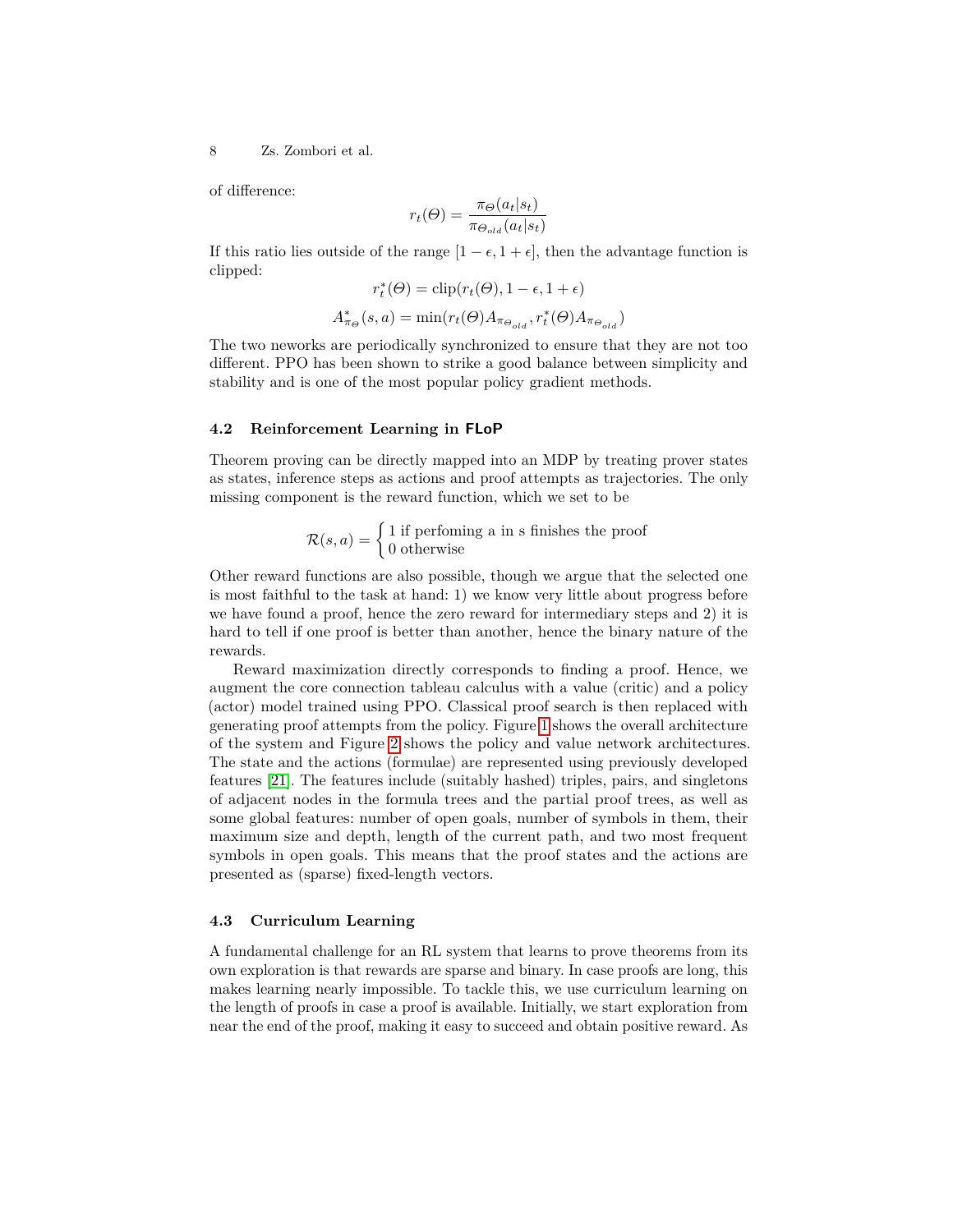of difference:

$$r_t(\Theta) = \frac{\pi_\Theta(a_t|s_t)}{\pi_{\Theta_{old}}(a_t|s_t)}$$

If this ratio lies outside of the range $[1-\epsilon, 1+\epsilon]$, then the advantage function is clipped:

$$r_t^*(\Theta) = \text{clip}(r_t(\Theta), 1-\epsilon, 1+\epsilon)$$

$$A^*_{\pi_\Theta}(s,a) = \min(r_t(\Theta)A_{\pi_{\Theta_{old}}}, r_t^*(\Theta)A_{\pi_{\Theta_{old}}})$$

The two neworks are periodically synchronized to ensure that they are not too different. PPO has been shown to strike a good balance between simplicity and stability and is one of the most popular policy gradient methods.

### 4.2 Reinforcement Learning in FLoP

Theorem proving can be directly mapped into an MDP by treating prover states as states, inference steps as actions and proof attempts as trajectories. The only missing component is the reward function, which we set to be

$$\mathcal{R}(s,a) = \begin{cases} 1 \text{ if perfoming a in s finishes the proof} \\ 0 \text{ otherwise} \end{cases}$$

Other reward functions are also possible, though we argue that the selected one is most faithful to the task at hand: 1) we know very little about progress before we have found a proof, hence the zero reward for intermediary steps and 2) it is hard to tell if one proof is better than another, hence the binary nature of the rewards.

Reward maximization directly corresponds to finding a proof. Hence, we augment the core connection tableau calculus with a value (critic) and a policy (actor) model trained using PPO. Classical proof search is then replaced with generating proof attempts from the policy. Figure 1 shows the overall architecture of the system and Figure 2 shows the policy and value network architectures. The state and the actions (formulae) are represented using previously developed features [21]. The features include (suitably hashed) triples, pairs, and singletons of adjacent nodes in the formula trees and the partial proof trees, as well as some global features: number of open goals, number of symbols in them, their maximum size and depth, length of the current path, and two most frequent symbols in open goals. This means that the proof states and the actions are presented as (sparse) fixed-length vectors.

### 4.3 Curriculum Learning

A fundamental challenge for an RL system that learns to prove theorems from its own exploration is that rewards are sparse and binary. In case proofs are long, this makes learning nearly impossible. To tackle this, we use curriculum learning on the length of proofs in case a proof is available. Initially, we start exploration from near the end of the proof, making it easy to succeed and obtain positive reward. As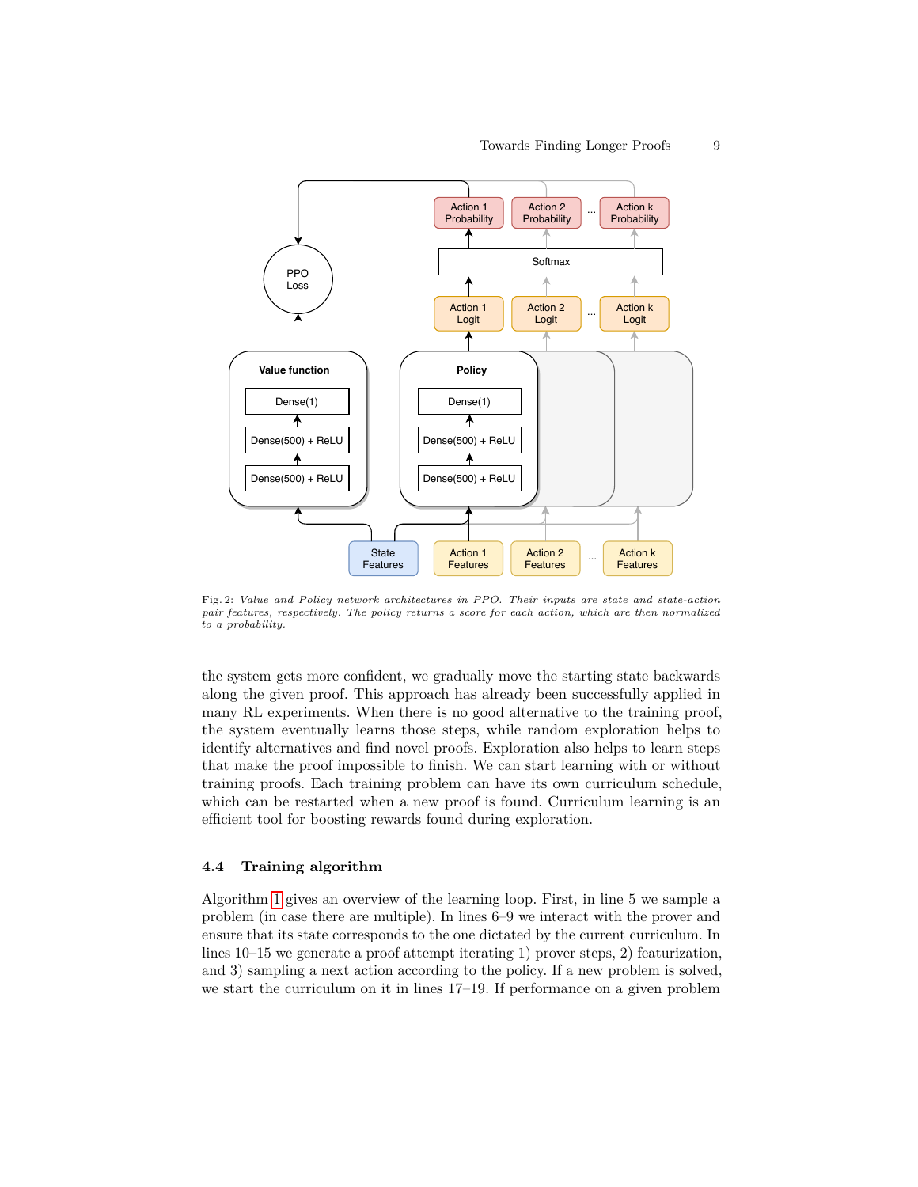Fig. 2: *Value and Policy network architectures in PPO. Their inputs are state and state-action pair features, respectively. The policy returns a score for each action, which are then normalized to a probability.*

the system gets more confident, we gradually move the starting state backwards along the given proof. This approach has already been successfully applied in many RL experiments. When there is no good alternative to the training proof, the system eventually learns those steps, while random exploration helps to identify alternatives and find novel proofs. Exploration also helps to learn steps that make the proof impossible to finish. We can start learning with or without training proofs. Each training problem can have its own curriculum schedule, which can be restarted when a new proof is found. Curriculum learning is an efficient tool for boosting rewards found during exploration.

### 4.4 Training algorithm

Algorithm 1 gives an overview of the learning loop. First, in line 5 we sample a problem (in case there are multiple). In lines 6–9 we interact with the prover and ensure that its state corresponds to the one dictated by the current curriculum. In lines 10–15 we generate a proof attempt iterating 1) prover steps, 2) featurization, and 3) sampling a next action according to the policy. If a new problem is solved, we start the curriculum on it in lines 17–19. If performance on a given problem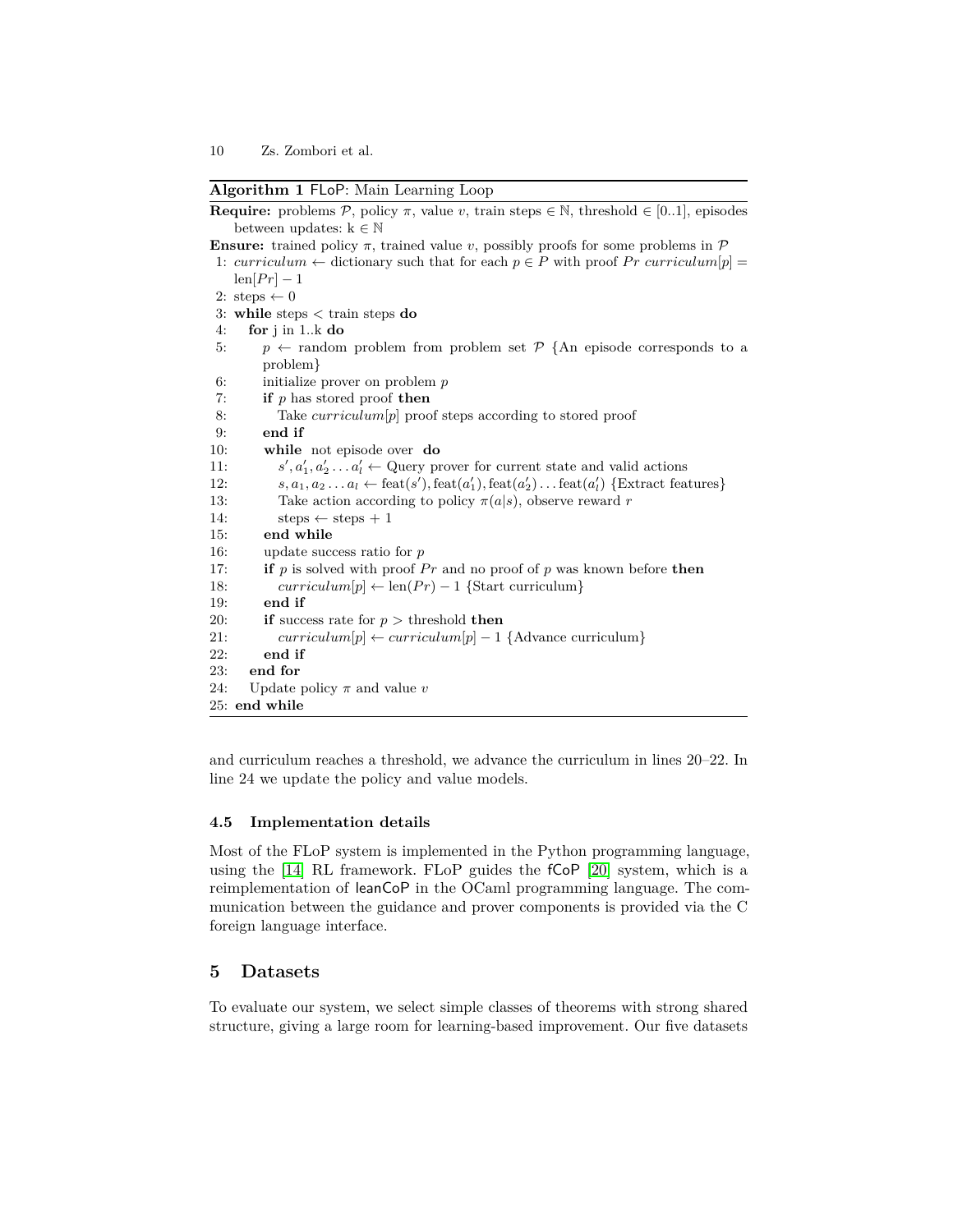**Algorithm 1** FLoP: Main Learning Loop

**Require:** problems $\mathcal{P}$, policy $\pi$, value $v$, train steps $\in \mathbb{N}$, threshold $\in [0..1]$, episodes between updates: k $\in \mathbb{N}$

**Ensure:** trained policy $\pi$, trained value $v$, possibly proofs for some problems in $\mathcal{P}$

```
1:  curriculum ← dictionary such that for each p ∈ P with proof Pr curriculum[p] =
    len[Pr] − 1
2:  steps ← 0
3:  while steps < train steps do
4:    for j in 1..k do
5:      p ← random problem from problem set 𝒫 {An episode corresponds to a
        problem}
6:      initialize prover on problem p
7:      if p has stored proof then
8:        Take curriculum[p] proof steps according to stored proof
9:      end if
10:     while not episode over do
11:       s', a'_1, a'_2 ... a'_l ← Query prover for current state and valid actions
12:       s, a_1, a_2 ... a_l ← feat(s'), feat(a'_1), feat(a'_2) ... feat(a'_l) {Extract features}
13:       Take action according to policy π(a|s), observe reward r
14:       steps ← steps + 1
15:     end while
16:     update success ratio for p
17:     if p is solved with proof Pr and no proof of p was known before then
18:       curriculum[p] ← len(Pr) − 1 {Start curriculum}
19:     end if
20:     if success rate for p > threshold then
21:       curriculum[p] ← curriculum[p] − 1 {Advance curriculum}
22:     end if
23:   end for
24:   Update policy π and value v
25: end while
```

and curriculum reaches a threshold, we advance the curriculum in lines 20–22. In line 24 we update the policy and value models.

### 4.5 Implementation details

Most of the FLoP system is implemented in the Python programming language, using the [14] RL framework. FLoP guides the fCoP [20] system, which is a reimplementation of leanCoP in the OCaml programming language. The communication between the guidance and prover components is provided via the C foreign language interface.

## 5 Datasets

To evaluate our system, we select simple classes of theorems with strong shared structure, giving a large room for learning-based improvement. Our five datasets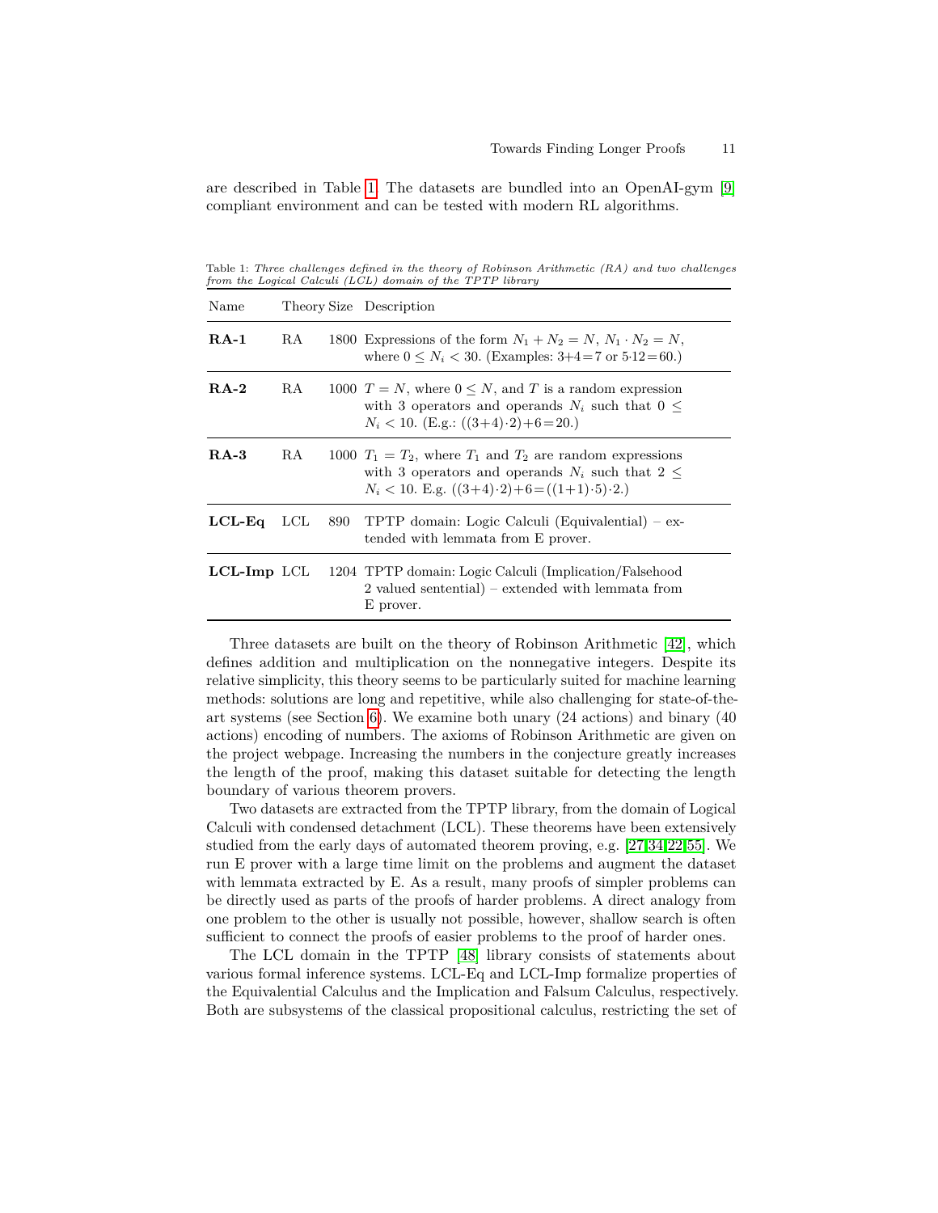are described in Table 1. The datasets are bundled into an OpenAI-gym [9] compliant environment and can be tested with modern RL algorithms.

Table 1: *Three challenges defined in the theory of Robinson Arithmetic (RA) and two challenges from the Logical Calculi (LCL) domain of the TPTP library*

| Name | Theory | Size | Description |
|---|---|---|---|
| **RA-1** | RA | 1800 | Expressions of the form $N_1 + N_2 = N$, $N_1 \cdot N_2 = N$, where $0 \leq N_i < 30$. (Examples: 3+4=7 or 5·12=60.) |
| **RA-2** | RA | 1000 | $T = N$, where $0 \leq N$, and $T$ is a random expression with 3 operators and operands $N_i$ such that $0 \leq N_i < 10$. (E.g.: ((3+4)·2)+6=20.) |
| **RA-3** | RA | 1000 | $T_1 = T_2$, where $T_1$ and $T_2$ are random expressions with 3 operators and operands $N_i$ such that $2 \leq N_i < 10$. E.g. ((3+4)·2)+6=((1+1)·5)·2.) |
| **LCL-Eq** | LCL | 890 | TPTP domain: Logic Calculi (Equivalential) – extended with lemmata from E prover. |
| **LCL-Imp** | LCL | 1204 | TPTP domain: Logic Calculi (Implication/Falsehood 2 valued sentential) – extended with lemmata from E prover. |

Three datasets are built on the theory of Robinson Arithmetic [42], which defines addition and multiplication on the nonnegative integers. Despite its relative simplicity, this theory seems to be particularly suited for machine learning methods: solutions are long and repetitive, while also challenging for state-of-the-art systems (see Section 6). We examine both unary (24 actions) and binary (40 actions) encoding of numbers. The axioms of Robinson Arithmetic are given on the project webpage. Increasing the numbers in the conjecture greatly increases the length of the proof, making this dataset suitable for detecting the length boundary of various theorem provers.

Two datasets are extracted from the TPTP library, from the domain of Logical Calculi with condensed detachment (LCL). These theorems have been extensively studied from the early days of automated theorem proving, e.g. [27,34,22,55]. We run E prover with a large time limit on the problems and augment the dataset with lemmata extracted by E. As a result, many proofs of simpler problems can be directly used as parts of the proofs of harder problems. A direct analogy from one problem to the other is usually not possible, however, shallow search is often sufficient to connect the proofs of easier problems to the proof of harder ones.

The LCL domain in the TPTP [48] library consists of statements about various formal inference systems. LCL-Eq and LCL-Imp formalize properties of the Equivalential Calculus and the Implication and Falsum Calculus, respectively. Both are subsystems of the classical propositional calculus, restricting the set of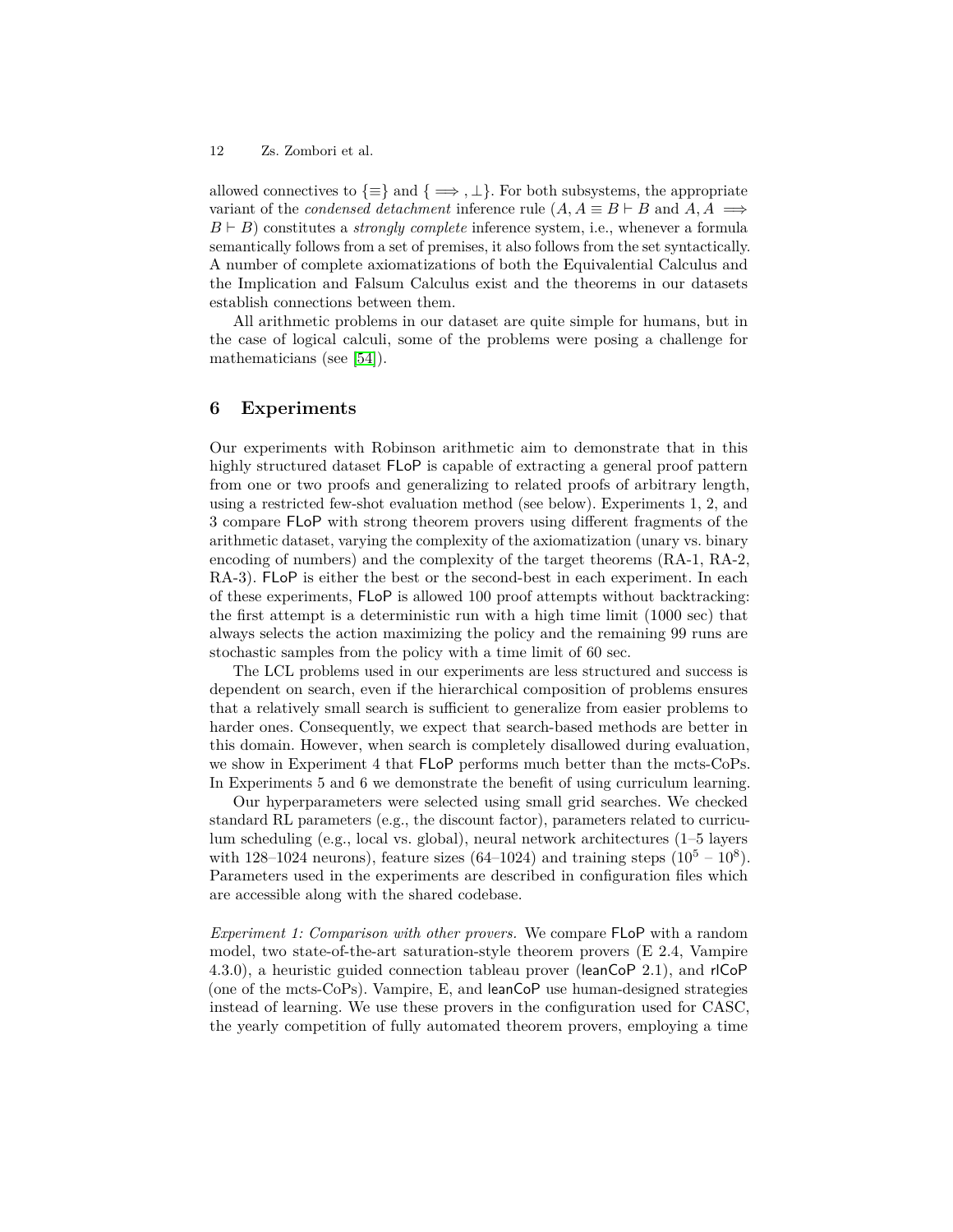allowed connectives to $\{\equiv\}$ and $\{\implies, \bot\}$. For both subsystems, the appropriate variant of the *condensed detachment* inference rule ($A, A \equiv B \vdash B$ and $A, A \implies B \vdash B$) constitutes a *strongly complete* inference system, i.e., whenever a formula semantically follows from a set of premises, it also follows from the set syntactically. A number of complete axiomatizations of both the Equivalential Calculus and the Implication and Falsum Calculus exist and the theorems in our datasets establish connections between them.

All arithmetic problems in our dataset are quite simple for humans, but in the case of logical calculi, some of the problems were posing a challenge for mathematicians (see [54]).

## 6 Experiments

Our experiments with Robinson arithmetic aim to demonstrate that in this highly structured dataset FLoP is capable of extracting a general proof pattern from one or two proofs and generalizing to related proofs of arbitrary length, using a restricted few-shot evaluation method (see below). Experiments 1, 2, and 3 compare FLoP with strong theorem provers using different fragments of the arithmetic dataset, varying the complexity of the axiomatization (unary vs. binary encoding of numbers) and the complexity of the target theorems (RA-1, RA-2, RA-3). FLoP is either the best or the second-best in each experiment. In each of these experiments, FLoP is allowed 100 proof attempts without backtracking: the first attempt is a deterministic run with a high time limit (1000 sec) that always selects the action maximizing the policy and the remaining 99 runs are stochastic samples from the policy with a time limit of 60 sec.

The LCL problems used in our experiments are less structured and success is dependent on search, even if the hierarchical composition of problems ensures that a relatively small search is sufficient to generalize from easier problems to harder ones. Consequently, we expect that search-based methods are better in this domain. However, when search is completely disallowed during evaluation, we show in Experiment 4 that FLoP performs much better than the mcts-CoPs. In Experiments 5 and 6 we demonstrate the benefit of using curriculum learning.

Our hyperparameters were selected using small grid searches. We checked standard RL parameters (e.g., the discount factor), parameters related to curriculum scheduling (e.g., local vs. global), neural network architectures (1–5 layers with 128–1024 neurons), feature sizes (64–1024) and training steps ($10^5$ – $10^8$). Parameters used in the experiments are described in configuration files which are accessible along with the shared codebase.

*Experiment 1: Comparison with other provers.* We compare FLoP with a random model, two state-of-the-art saturation-style theorem provers (E 2.4, Vampire 4.3.0), a heuristic guided connection tableau prover (leanCoP 2.1), and rlCoP (one of the mcts-CoPs). Vampire, E, and leanCoP use human-designed strategies instead of learning. We use these provers in the configuration used for CASC, the yearly competition of fully automated theorem provers, employing a time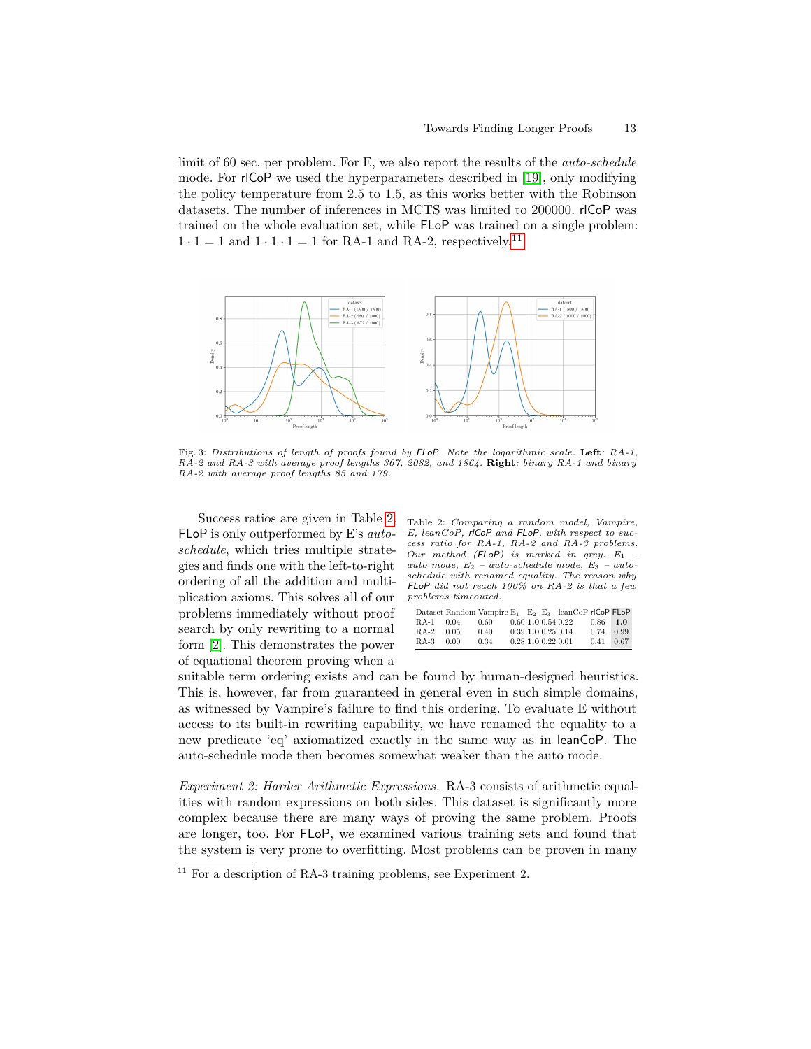limit of 60 sec. per problem. For E, we also report the results of the *auto-schedule* mode. For rlCoP we used the hyperparameters described in [19], only modifying the policy temperature from 2.5 to 1.5, as this works better with the Robinson datasets. The number of inferences in MCTS was limited to 200000. rlCoP was trained on the whole evaluation set, while FLoP was trained on a single problem: $1 \cdot 1 = 1$ and $1 \cdot 1 \cdot 1 = 1$ for RA-1 and RA-2, respectively.[11]

Fig. 3: *Distributions of length of proofs found by FLoP. Note the logarithmic scale.* **Left**: *RA-1, RA-2 and RA-3 with average proof lengths 367, 2082, and 1864.* **Right**: *binary RA-1 and binary RA-2 with average proof lengths 85 and 179.*

Success ratios are given in Table 2. FLoP is only outperformed by E's *auto-schedule*, which tries multiple strategies and finds one with the left-to-right ordering of all the addition and multiplication axioms. This solves all of our problems immediately without proof search by only rewriting to a normal form [2]. This demonstrates the power of equational theorem proving when a suitable term ordering exists and can be found by human-designed heuristics. This is, however, far from guaranteed in general even in such simple domains, as witnessed by Vampire's failure to find this ordering. To evaluate E without access to its built-in rewriting capability, we have renamed the equality to a new predicate 'eq' axiomatized exactly in the same way as in leanCoP. The auto-schedule mode then becomes somewhat weaker than the auto mode.

Table 2: *Comparing a random model, Vampire, E, leanCoP, rlCoP and FLoP, with respect to success ratio for RA-1, RA-2 and RA-3 problems. Our method (FLoP) is marked in grey. $E_1$ – auto mode, $E_2$ – auto-schedule mode, $E_3$ – auto-schedule with renamed equality. The reason why FLoP did not reach 100% on RA-2 is that a few problems timeouted.*

| Dataset | Random | Vampire | $E_1$ | $E_2$ | $E_3$ | leanCoP | rlCoP | FLoP |
|---|---|---|---|---|---|---|---|---|
| RA-1 | 0.04 | 0.60 | 0.60 | **1.0** | 0.54 | 0.22 | 0.86 | **1.0** |
| RA-2 | 0.05 | 0.40 | 0.39 | **1.0** | 0.25 | 0.14 | 0.74 | 0.99 |
| RA-3 | 0.00 | 0.34 | 0.28 | **1.0** | 0.22 | 0.01 | 0.41 | 0.67 |

*Experiment 2: Harder Arithmetic Expressions.* RA-3 consists of arithmetic equalities with random expressions on both sides. This dataset is significantly more complex because there are many ways of proving the same problem. Proofs are longer, too. For FLoP, we examined various training sets and found that the system is very prone to overfitting. Most problems can be proven in many

[11] For a description of RA-3 training problems, see Experiment 2.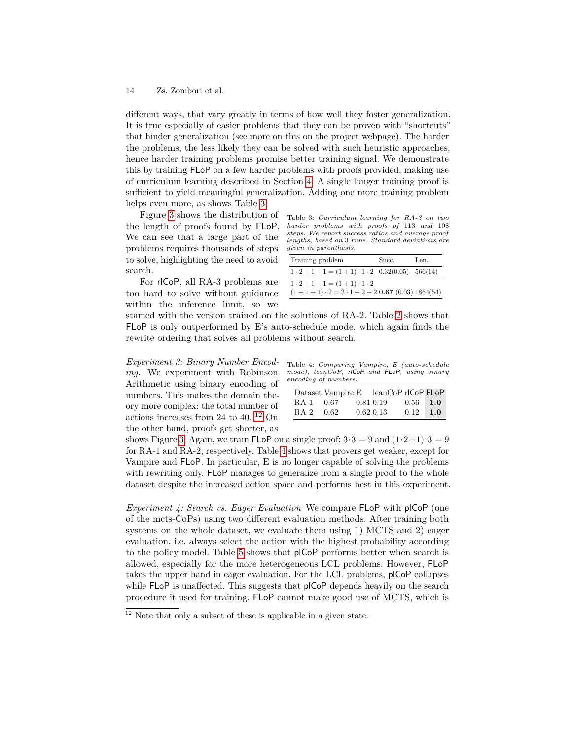different ways, that vary greatly in terms of how well they foster generalization. It is true especially of easier problems that they can be proven with "shortcuts" that hinder generalization (see more on this on the project webpage). The harder the problems, the less likely they can be solved with such heuristic approaches, hence harder training problems promise better training signal. We demonstrate this by training FLoP on a few harder problems with proofs provided, making use of curriculum learning described in Section 4. A single longer training proof is sufficient to yield meaningful generalization. Adding one more training problem helps even more, as shows Table 3.

Figure 3 shows the distribution of the length of proofs found by FLoP. We can see that a large part of the problems requires thousands of steps to solve, highlighting the need to avoid search.

Table 3: *Curriculum learning for RA-3 on two harder problems with proofs of 113 and 108 steps. We report success ratios and average proof lengths, based on 3 runs. Standard deviations are given in parenthesis.*

| Training problem | Succ. | Len. |
|---|---|---|
| $1 \cdot 2 + 1 + 1 = (1+1) \cdot 1 \cdot 2$ | 0.32(0.05) | 566(14) |
| $1 \cdot 2 + 1 + 1 = (1+1) \cdot 1 \cdot 2$ <br> $(1+1+1) \cdot 2 = 2 \cdot 1 + 2 + 2$ | **0.67** (0.03) | 1864(54) |

For rlCoP, all RA-3 problems are too hard to solve without guidance within the inference limit, so we started with the version trained on the solutions of RA-2. Table 2 shows that FLoP is only outperformed by E's auto-schedule mode, which again finds the rewrite ordering that solves all problems without search.

*Experiment 3: Binary Number Encoding.* We experiment with Robinson Arithmetic using binary encoding of numbers. This makes the domain theory more complex: the total number of actions increases from 24 to 40. [12] On the other hand, proofs get shorter, as shows Figure 3. Again, we train FLoP on a single proof: $3 \cdot 3 = 9$ and $(1 \cdot 2 + 1) \cdot 3 = 9$ for RA-1 and RA-2, respectively. Table 4 shows that provers get weaker, except for Vampire and FLoP. In particular, E is no longer capable of solving the problems with rewriting only. FLoP manages to generalize from a single proof to the whole dataset despite the increased action space and performs best in this experiment.

Table 4: *Comparing Vampire, E (auto-schedule mode), leanCoP, rlCoP and FLoP, using binary encoding of numbers.*

| Dataset | Vampire | E | leanCoP | rlCoP | FLoP |
|---|---|---|---|---|---|
| RA-1 | 0.67 | 0.81 | 0.19 | 0.56 | **1.0** |
| RA-2 | 0.62 | 0.62 | 0.13 | 0.12 | **1.0** |

*Experiment 4: Search vs. Eager Evaluation* We compare FLoP with plCoP (one of the mcts-CoPs) using two different evaluation methods. After training both systems on the whole dataset, we evaluate them using 1) MCTS and 2) eager evaluation, i.e. always select the action with the highest probability according to the policy model. Table 5 shows that plCoP performs better when search is allowed, especially for the more heterogeneous LCL problems. However, FLoP takes the upper hand in eager evaluation. For the LCL problems, plCoP collapses while FLoP is unaffected. This suggests that plCoP depends heavily on the search procedure it used for training. FLoP cannot make good use of MCTS, which is

[12] Note that only a subset of these is applicable in a given state.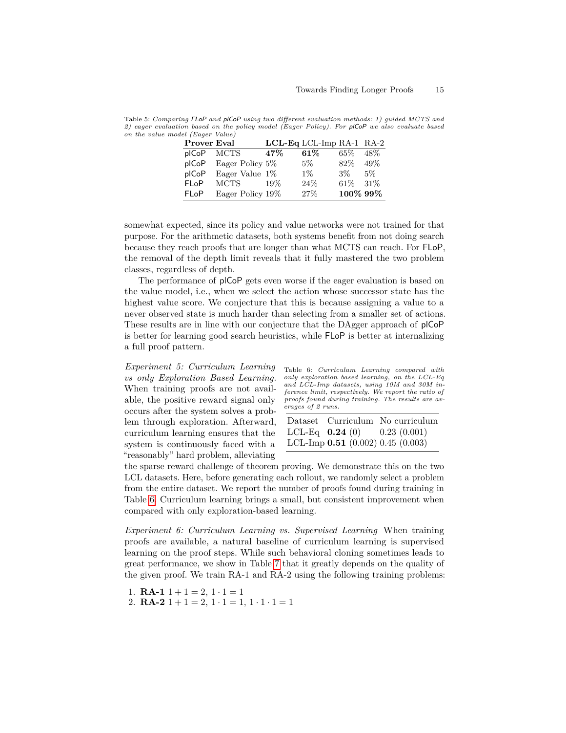Table 5: *Comparing FLoP and plCoP using two different evaluation methods: 1) guided MCTS and 2) eager evaluation based on the policy model (Eager Policy). For plCoP we also evaluate based on the value model (Eager Value)*

| **Prover** | **Eval** | **LCL-Eq** | LCL-Imp | RA-1 | RA-2 |
|---|---|---|---|---|---|
| plCoP | MCTS | **47%** | **61%** | 65% | 48% |
| plCoP | Eager Policy | 5% | 5% | 82% | 49% |
| plCoP | Eager Value | 1% | 1% | 3% | 5% |
| FLoP | MCTS | 19% | 24% | 61% | 31% |
| FLoP | Eager Policy | 19% | 27% | **100%** | **99%** |

somewhat expected, since its policy and value networks were not trained for that purpose. For the arithmetic datasets, both systems benefit from not doing search because they reach proofs that are longer than what MCTS can reach. For FLoP, the removal of the depth limit reveals that it fully mastered the two problem classes, regardless of depth.

The performance of plCoP gets even worse if the eager evaluation is based on the value model, i.e., when we select the action whose successor state has the highest value score. We conjecture that this is because assigning a value to a never observed state is much harder than selecting from a smaller set of actions. These results are in line with our conjecture that the DAgger approach of plCoP is better for learning good search heuristics, while FLoP is better at internalizing a full proof pattern.

*Experiment 5: Curriculum Learning vs only Exploration Based Learning.* When training proofs are not available, the positive reward signal only occurs after the system solves a problem through exploration. Afterward, curriculum learning ensures that the system is continuously faced with a "reasonably" hard problem, alleviating the sparse reward challenge of theorem proving. We demonstrate this on the two LCL datasets. Here, before generating each rollout, we randomly select a problem from the entire dataset. We report the number of proofs found during training in Table 6. Curriculum learning brings a small, but consistent improvement when compared with only exploration-based learning.

Table 6: *Curriculum Learning compared with only exploration based learning, on the LCL-Eq and LCL-Imp datasets, using 10M and 30M inference limit, respectively. We report the ratio of proofs found during training. The results are averages of 2 runs.*

| Dataset | Curriculum | No curriculum |
|---|---|---|
| LCL-Eq | **0.24** (0) | 0.23 (0.001) |
| LCL-Imp | **0.51** (0.002) | 0.45 (0.003) |

*Experiment 6: Curriculum Learning vs. Supervised Learning* When training proofs are available, a natural baseline of curriculum learning is supervised learning on the proof steps. While such behavioral cloning sometimes leads to great performance, we show in Table 7 that it greatly depends on the quality of the given proof. We train RA-1 and RA-2 using the following training problems:

1. **RA-1** $1+1=2$, $1 \cdot 1 = 1$
2. **RA-2** $1+1=2$, $1 \cdot 1 = 1$, $1 \cdot 1 \cdot 1 = 1$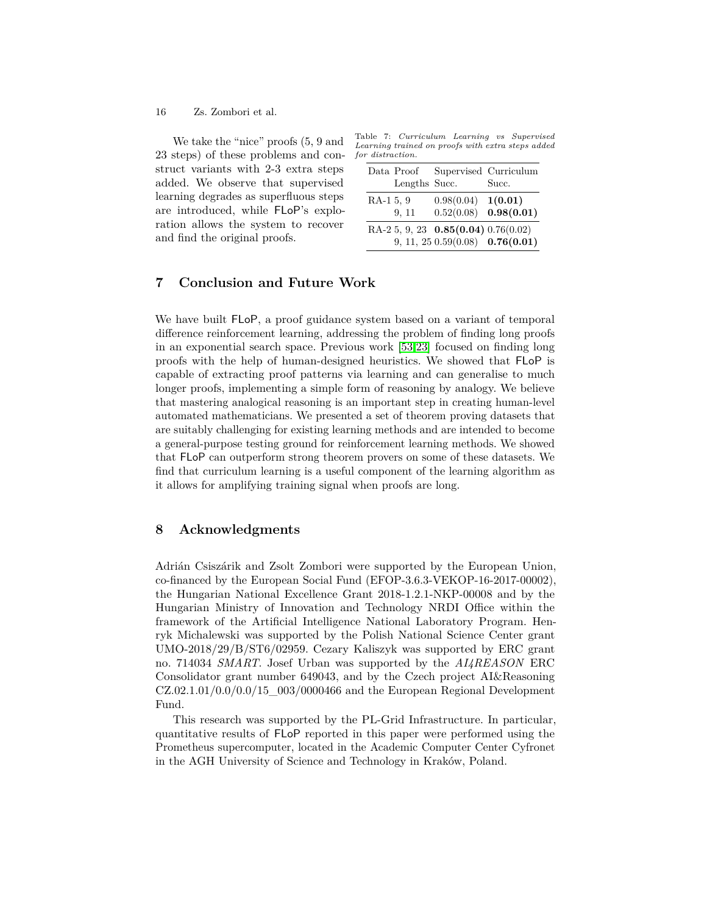We take the "nice" proofs (5, 9 and 23 steps) of these problems and construct variants with 2-3 extra steps added. We observe that supervised learning degrades as superfluous steps are introduced, while FLoP's exploration allows the system to recover and find the original proofs.

Table 7: *Curriculum Learning vs Supervised Learning trained on proofs with extra steps added for distraction.*

| Data | Proof Lengths | Supervised Succ. | Curriculum Succ. |
|---|---|---|---|
| RA-1 | 5, 9 | 0.98(0.04) | **1(0.01)** |
| | 9, 11 | 0.52(0.08) | **0.98(0.01)** |
| RA-2 | 5, 9, 23 | **0.85(0.04)** | 0.76(0.02) |
| | 9, 11, 25 | 0.59(0.08) | **0.76(0.01)** |

## 7 Conclusion and Future Work

We have built FLoP, a proof guidance system based on a variant of temporal difference reinforcement learning, addressing the problem of finding long proofs in an exponential search space. Previous work [53,23] focused on finding long proofs with the help of human-designed heuristics. We showed that FLoP is capable of extracting proof patterns via learning and can generalise to much longer proofs, implementing a simple form of reasoning by analogy. We believe that mastering analogical reasoning is an important step in creating human-level automated mathematicians. We presented a set of theorem proving datasets that are suitably challenging for existing learning methods and are intended to become a general-purpose testing ground for reinforcement learning methods. We showed that FLoP can outperform strong theorem provers on some of these datasets. We find that curriculum learning is a useful component of the learning algorithm as it allows for amplifying training signal when proofs are long.

## 8 Acknowledgments

Adrián Csiszárik and Zsolt Zombori were supported by the European Union, co-financed by the European Social Fund (EFOP-3.6.3-VEKOP-16-2017-00002), the Hungarian National Excellence Grant 2018-1.2.1-NKP-00008 and by the Hungarian Ministry of Innovation and Technology NRDI Office within the framework of the Artificial Intelligence National Laboratory Program. Henryk Michalewski was supported by the Polish National Science Center grant UMO-2018/29/B/ST6/02959. Cezary Kaliszyk was supported by ERC grant no. 714034 *SMART*. Josef Urban was supported by the *AI4REASON* ERC Consolidator grant number 649043, and by the Czech project AI&Reasoning CZ.02.1.01/0.0/0.0/15_003/0000466 and the European Regional Development Fund.

This research was supported by the PL-Grid Infrastructure. In particular, quantitative results of FLoP reported in this paper were performed using the Prometheus supercomputer, located in the Academic Computer Center Cyfronet in the AGH University of Science and Technology in Kraków, Poland.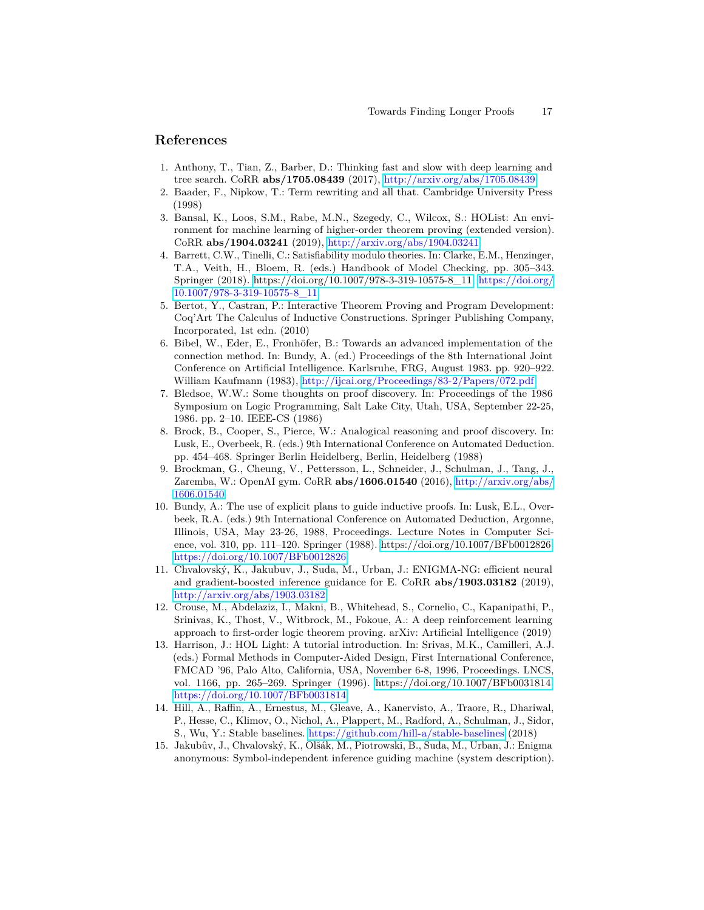## References

1. Anthony, T., Tian, Z., Barber, D.: Thinking fast and slow with deep learning and tree search. CoRR **abs/1705.08439** (2017), http://arxiv.org/abs/1705.08439
2. Baader, F., Nipkow, T.: Term rewriting and all that. Cambridge University Press (1998)
3. Bansal, K., Loos, S.M., Rabe, M.N., Szegedy, C., Wilcox, S.: HOList: An environment for machine learning of higher-order theorem proving (extended version). CoRR **abs/1904.03241** (2019), http://arxiv.org/abs/1904.03241
4. Barrett, C.W., Tinelli, C.: Satisfiability modulo theories. In: Clarke, E.M., Henzinger, T.A., Veith, H., Bloem, R. (eds.) Handbook of Model Checking, pp. 305–343. Springer (2018). https://doi.org/10.1007/978-3-319-10575-8_11, https://doi.org/10.1007/978-3-319-10575-8_11
5. Bertot, Y., Castran, P.: Interactive Theorem Proving and Program Development: Coq'Art The Calculus of Inductive Constructions. Springer Publishing Company, Incorporated, 1st edn. (2010)
6. Bibel, W., Eder, E., Fronhöfer, B.: Towards an advanced implementation of the connection method. In: Bundy, A. (ed.) Proceedings of the 8th International Joint Conference on Artificial Intelligence. Karlsruhe, FRG, August 1983. pp. 920–922. William Kaufmann (1983), http://ijcai.org/Proceedings/83-2/Papers/072.pdf
7. Bledsoe, W.W.: Some thoughts on proof discovery. In: Proceedings of the 1986 Symposium on Logic Programming, Salt Lake City, Utah, USA, September 22-25, 1986. pp. 2–10. IEEE-CS (1986)
8. Brock, B., Cooper, S., Pierce, W.: Analogical reasoning and proof discovery. In: Lusk, E., Overbeek, R. (eds.) 9th International Conference on Automated Deduction. pp. 454–468. Springer Berlin Heidelberg, Berlin, Heidelberg (1988)
9. Brockman, G., Cheung, V., Pettersson, L., Schneider, J., Schulman, J., Tang, J., Zaremba, W.: OpenAI gym. CoRR **abs/1606.01540** (2016), http://arxiv.org/abs/1606.01540
10. Bundy, A.: The use of explicit plans to guide inductive proofs. In: Lusk, E.L., Overbeek, R.A. (eds.) 9th International Conference on Automated Deduction, Argonne, Illinois, USA, May 23-26, 1988, Proceedings. Lecture Notes in Computer Science, vol. 310, pp. 111–120. Springer (1988). https://doi.org/10.1007/BFb0012826, https://doi.org/10.1007/BFb0012826
11. Chvalovský, K., Jakubuv, J., Suda, M., Urban, J.: ENIGMA-NG: efficient neural and gradient-boosted inference guidance for E. CoRR **abs/1903.03182** (2019), http://arxiv.org/abs/1903.03182
12. Crouse, M., Abdelaziz, I., Makni, B., Whitehead, S., Cornelio, C., Kapanipathi, P., Srinivas, K., Thost, V., Witbrock, M., Fokoue, A.: A deep reinforcement learning approach to first-order logic theorem proving. arXiv: Artificial Intelligence (2019)
13. Harrison, J.: HOL Light: A tutorial introduction. In: Srivas, M.K., Camilleri, A.J. (eds.) Formal Methods in Computer-Aided Design, First International Conference, FMCAD '96, Palo Alto, California, USA, November 6-8, 1996, Proceedings. LNCS, vol. 1166, pp. 265–269. Springer (1996). https://doi.org/10.1007/BFb0031814, https://doi.org/10.1007/BFb0031814
14. Hill, A., Raffin, A., Ernestus, M., Gleave, A., Kanervisto, A., Traore, R., Dhariwal, P., Hesse, C., Klimov, O., Nichol, A., Plappert, M., Radford, A., Schulman, J., Sidor, S., Wu, Y.: Stable baselines. https://github.com/hill-a/stable-baselines (2018)
15. Jakubův, J., Chvalovský, K., Olšák, M., Piotrowski, B., Suda, M., Urban, J.: Enigma anonymous: Symbol-independent inference guiding machine (system description).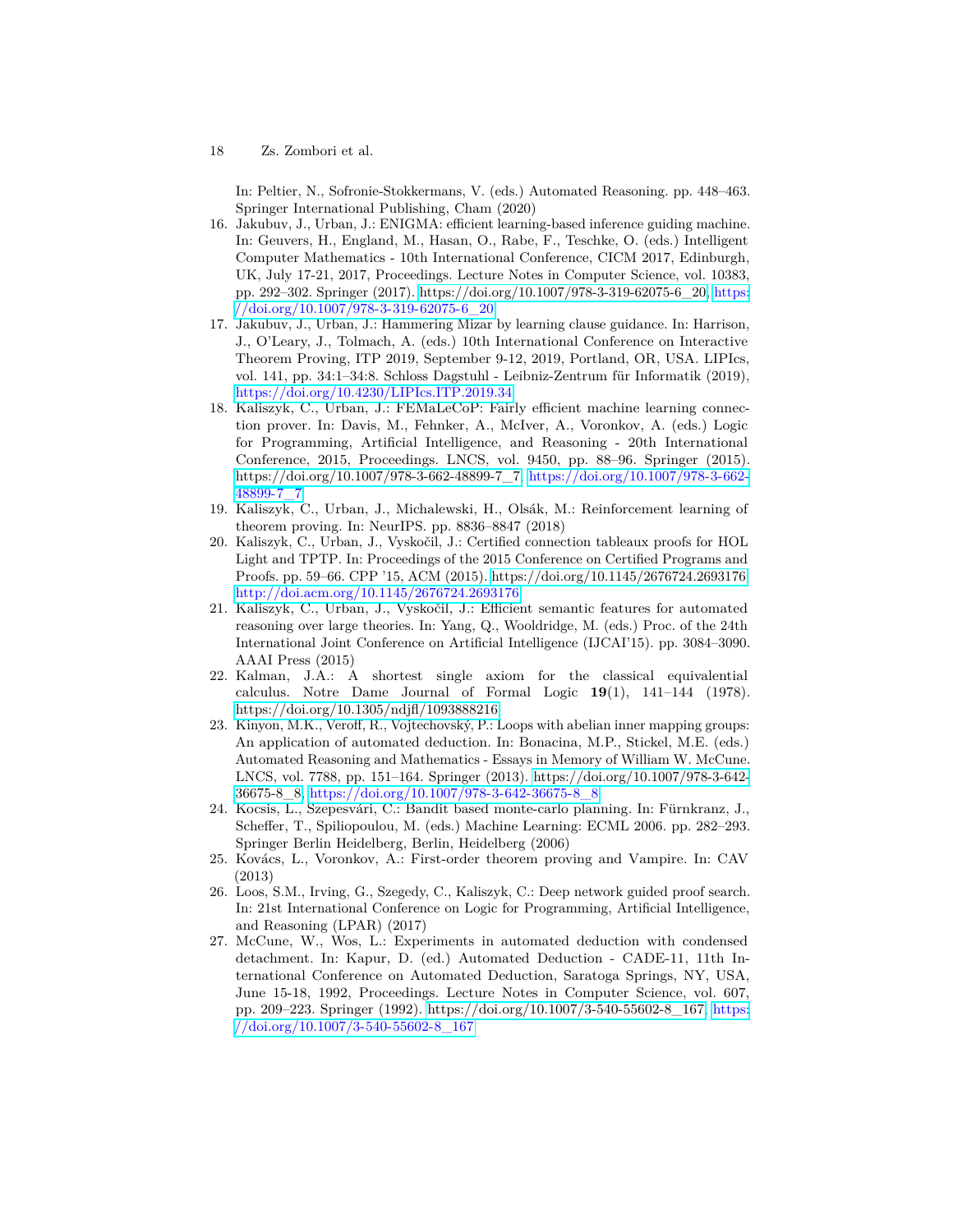In: Peltier, N., Sofronie-Stokkermans, V. (eds.) Automated Reasoning. pp. 448–463. Springer International Publishing, Cham (2020)

16. Jakubuv, J., Urban, J.: ENIGMA: efficient learning-based inference guiding machine. In: Geuvers, H., England, M., Hasan, O., Rabe, F., Teschke, O. (eds.) Intelligent Computer Mathematics - 10th International Conference, CICM 2017, Edinburgh, UK, July 17-21, 2017, Proceedings. Lecture Notes in Computer Science, vol. 10383, pp. 292–302. Springer (2017). https://doi.org/10.1007/978-3-319-62075-6_20, https://doi.org/10.1007/978-3-319-62075-6_20
17. Jakubuv, J., Urban, J.: Hammering Mizar by learning clause guidance. In: Harrison, J., O'Leary, J., Tolmach, A. (eds.) 10th International Conference on Interactive Theorem Proving, ITP 2019, September 9-12, 2019, Portland, OR, USA. LIPIcs, vol. 141, pp. 34:1–34:8. Schloss Dagstuhl - Leibniz-Zentrum für Informatik (2019), https://doi.org/10.4230/LIPIcs.ITP.2019.34
18. Kaliszyk, C., Urban, J.: FEMaLeCoP: Fairly efficient machine learning connection prover. In: Davis, M., Fehnker, A., McIver, A., Voronkov, A. (eds.) Logic for Programming, Artificial Intelligence, and Reasoning - 20th International Conference, 2015, Proceedings. LNCS, vol. 9450, pp. 88–96. Springer (2015). https://doi.org/10.1007/978-3-662-48899-7_7, https://doi.org/10.1007/978-3-662-48899-7_7
19. Kaliszyk, C., Urban, J., Michalewski, H., Olsák, M.: Reinforcement learning of theorem proving. In: NeurIPS. pp. 8836–8847 (2018)
20. Kaliszyk, C., Urban, J., Vyskočil, J.: Certified connection tableaux proofs for HOL Light and TPTP. In: Proceedings of the 2015 Conference on Certified Programs and Proofs. pp. 59–66. CPP '15, ACM (2015). https://doi.org/10.1145/2676724.2693176, http://doi.acm.org/10.1145/2676724.2693176
21. Kaliszyk, C., Urban, J., Vyskočil, J.: Efficient semantic features for automated reasoning over large theories. In: Yang, Q., Wooldridge, M. (eds.) Proc. of the 24th International Joint Conference on Artificial Intelligence (IJCAI'15). pp. 3084–3090. AAAI Press (2015)
22. Kalman, J.A.: A shortest single axiom for the classical equivalential calculus. Notre Dame Journal of Formal Logic **19**(1), 141–144 (1978). https://doi.org/10.1305/ndjfl/1093888216
23. Kinyon, M.K., Veroff, R., Vojtechovský, P.: Loops with abelian inner mapping groups: An application of automated deduction. In: Bonacina, M.P., Stickel, M.E. (eds.) Automated Reasoning and Mathematics - Essays in Memory of William W. McCune. LNCS, vol. 7788, pp. 151–164. Springer (2013). https://doi.org/10.1007/978-3-642-36675-8_8, https://doi.org/10.1007/978-3-642-36675-8_8
24. Kocsis, L., Szepesvári, C.: Bandit based monte-carlo planning. In: Fürnkranz, J., Scheffer, T., Spiliopoulou, M. (eds.) Machine Learning: ECML 2006. pp. 282–293. Springer Berlin Heidelberg, Berlin, Heidelberg (2006)
25. Kovács, L., Voronkov, A.: First-order theorem proving and Vampire. In: CAV (2013)
26. Loos, S.M., Irving, G., Szegedy, C., Kaliszyk, C.: Deep network guided proof search. In: 21st International Conference on Logic for Programming, Artificial Intelligence, and Reasoning (LPAR) (2017)
27. McCune, W., Wos, L.: Experiments in automated deduction with condensed detachment. In: Kapur, D. (ed.) Automated Deduction - CADE-11, 11th International Conference on Automated Deduction, Saratoga Springs, NY, USA, June 15-18, 1992, Proceedings. Lecture Notes in Computer Science, vol. 607, pp. 209–223. Springer (1992). https://doi.org/10.1007/3-540-55602-8_167, https://doi.org/10.1007/3-540-55602-8_167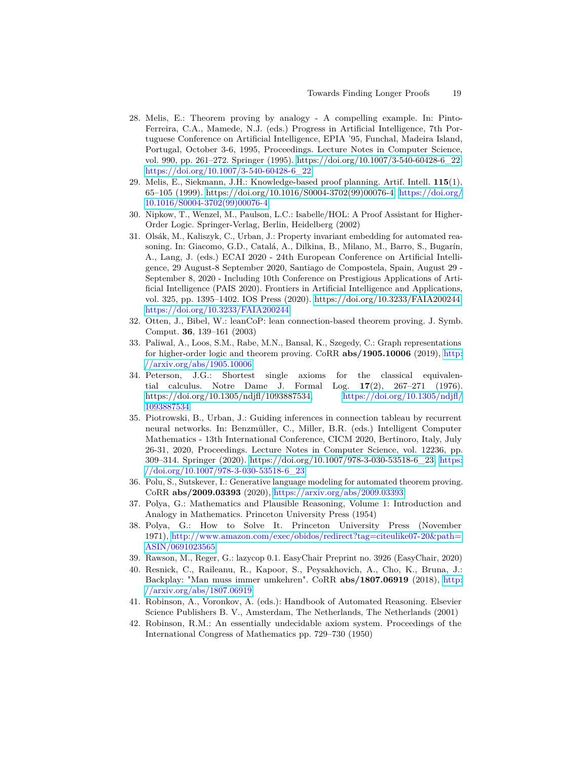28. Melis, E.: Theorem proving by analogy - A compelling example. In: Pinto-Ferreira, C.A., Mamede, N.J. (eds.) Progress in Artificial Intelligence, 7th Portuguese Conference on Artificial Intelligence, EPIA '95, Funchal, Madeira Island, Portugal, October 3-6, 1995, Proceedings. Lecture Notes in Computer Science, vol. 990, pp. 261–272. Springer (1995). https://doi.org/10.1007/3-540-60428-6_22, https://doi.org/10.1007/3-540-60428-6_22
29. Melis, E., Siekmann, J.H.: Knowledge-based proof planning. Artif. Intell. **115**(1), 65–105 (1999). https://doi.org/10.1016/S0004-3702(99)00076-4, https://doi.org/10.1016/S0004-3702(99)00076-4
30. Nipkow, T., Wenzel, M., Paulson, L.C.: Isabelle/HOL: A Proof Assistant for Higher-Order Logic. Springer-Verlag, Berlin, Heidelberg (2002)
31. Olšák, M., Kaliszyk, C., Urban, J.: Property invariant embedding for automated reasoning. In: Giacomo, G.D., Catalá, A., Dilkina, B., Milano, M., Barro, S., Bugarín, A., Lang, J. (eds.) ECAI 2020 - 24th European Conference on Artificial Intelligence, 29 August-8 September 2020, Santiago de Compostela, Spain, August 29 - September 8, 2020 - Including 10th Conference on Prestigious Applications of Artificial Intelligence (PAIS 2020). Frontiers in Artificial Intelligence and Applications, vol. 325, pp. 1395–1402. IOS Press (2020). https://doi.org/10.3233/FAIA200244, https://doi.org/10.3233/FAIA200244
32. Otten, J., Bibel, W.: leanCoP: lean connection-based theorem proving. J. Symb. Comput. **36**, 139–161 (2003)
33. Paliwal, A., Loos, S.M., Rabe, M.N., Bansal, K., Szegedy, C.: Graph representations for higher-order logic and theorem proving. CoRR **abs/1905.10006** (2019), http://arxiv.org/abs/1905.10006
34. Peterson, J.G.: Shortest single axioms for the classical equivalential calculus. Notre Dame J. Formal Log. **17**(2), 267–271 (1976). https://doi.org/10.1305/ndjfl/1093887534, https://doi.org/10.1305/ndjfl/1093887534
35. Piotrowski, B., Urban, J.: Guiding inferences in connection tableau by recurrent neural networks. In: Benzmüller, C., Miller, B.R. (eds.) Intelligent Computer Mathematics - 13th International Conference, CICM 2020, Bertinoro, Italy, July 26-31, 2020, Proceedings. Lecture Notes in Computer Science, vol. 12236, pp. 309–314. Springer (2020). https://doi.org/10.1007/978-3-030-53518-6_23, https://doi.org/10.1007/978-3-030-53518-6_23
36. Polu, S., Sutskever, I.: Generative language modeling for automated theorem proving. CoRR **abs/2009.03393** (2020), https://arxiv.org/abs/2009.03393
37. Polya, G.: Mathematics and Plausible Reasoning, Volume 1: Introduction and Analogy in Mathematics. Princeton University Press (1954)
38. Polya, G.: How to Solve It. Princeton University Press (November 1971), http://www.amazon.com/exec/obidos/redirect?tag=citeulike07-20&path=ASIN/0691023565
39. Rawson, M., Reger, G.: lazycop 0.1. EasyChair Preprint no. 3926 (EasyChair, 2020)
40. Resnick, C., Raileanu, R., Kapoor, S., Peysakhovich, A., Cho, K., Bruna, J.: Backplay: "Man muss immer umkehren". CoRR **abs/1807.06919** (2018), http://arxiv.org/abs/1807.06919
41. Robinson, A., Voronkov, A. (eds.): Handbook of Automated Reasoning. Elsevier Science Publishers B. V., Amsterdam, The Netherlands, The Netherlands (2001)
42. Robinson, R.M.: An essentially undecidable axiom system. Proceedings of the International Congress of Mathematics pp. 729–730 (1950)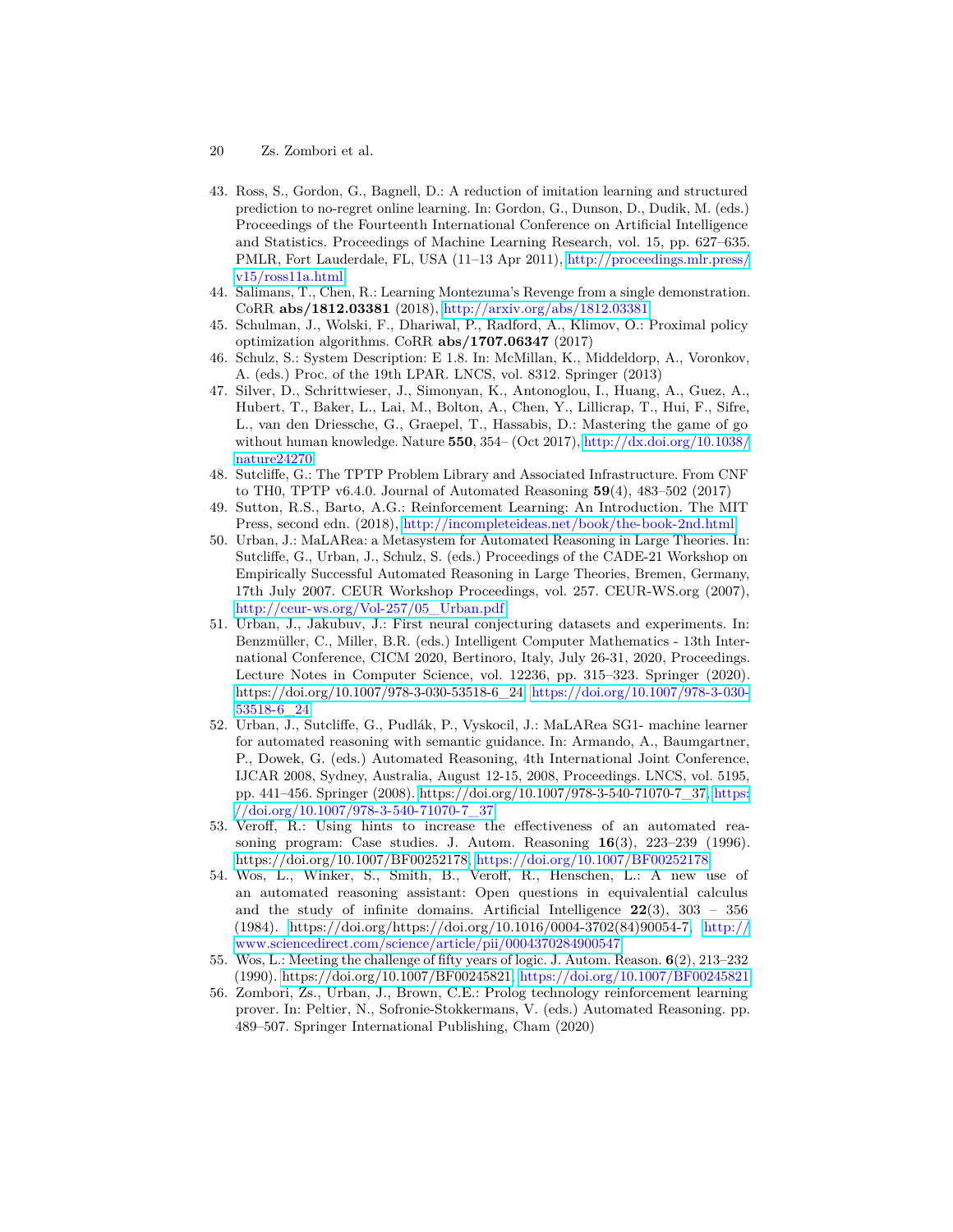43. Ross, S., Gordon, G., Bagnell, D.: A reduction of imitation learning and structured prediction to no-regret online learning. In: Gordon, G., Dunson, D., Dudik, M. (eds.) Proceedings of the Fourteenth International Conference on Artificial Intelligence and Statistics. Proceedings of Machine Learning Research, vol. 15, pp. 627–635. PMLR, Fort Lauderdale, FL, USA (11–13 Apr 2011), http://proceedings.mlr.press/v15/ross11a.html
44. Salimans, T., Chen, R.: Learning Montezuma's Revenge from a single demonstration. CoRR **abs/1812.03381** (2018), http://arxiv.org/abs/1812.03381
45. Schulman, J., Wolski, F., Dhariwal, P., Radford, A., Klimov, O.: Proximal policy optimization algorithms. CoRR **abs/1707.06347** (2017)
46. Schulz, S.: System Description: E 1.8. In: McMillan, K., Middeldorp, A., Voronkov, A. (eds.) Proc. of the 19th LPAR. LNCS, vol. 8312. Springer (2013)
47. Silver, D., Schrittwieser, J., Simonyan, K., Antonoglou, I., Huang, A., Guez, A., Hubert, T., Baker, L., Lai, M., Bolton, A., Chen, Y., Lillicrap, T., Hui, F., Sifre, L., van den Driessche, G., Graepel, T., Hassabis, D.: Mastering the game of go without human knowledge. Nature **550**, 354– (Oct 2017), http://dx.doi.org/10.1038/nature24270
48. Sutcliffe, G.: The TPTP Problem Library and Associated Infrastructure. From CNF to TH0, TPTP v6.4.0. Journal of Automated Reasoning **59**(4), 483–502 (2017)
49. Sutton, R.S., Barto, A.G.: Reinforcement Learning: An Introduction. The MIT Press, second edn. (2018), http://incompleteideas.net/book/the-book-2nd.html
50. Urban, J.: MaLARea: a Metasystem for Automated Reasoning in Large Theories. In: Sutcliffe, G., Urban, J., Schulz, S. (eds.) Proceedings of the CADE-21 Workshop on Empirically Successful Automated Reasoning in Large Theories, Bremen, Germany, 17th July 2007. CEUR Workshop Proceedings, vol. 257. CEUR-WS.org (2007), http://ceur-ws.org/Vol-257/05_Urban.pdf
51. Urban, J., Jakubuv, J.: First neural conjecturing datasets and experiments. In: Benzmüller, C., Miller, B.R. (eds.) Intelligent Computer Mathematics - 13th International Conference, CICM 2020, Bertinoro, Italy, July 26-31, 2020, Proceedings. Lecture Notes in Computer Science, vol. 12236, pp. 315–323. Springer (2020). https://doi.org/10.1007/978-3-030-53518-6_24, https://doi.org/10.1007/978-3-030-53518-6_24
52. Urban, J., Sutcliffe, G., Pudlák, P., Vyskocil, J.: MaLARea SG1- machine learner for automated reasoning with semantic guidance. In: Armando, A., Baumgartner, P., Dowek, G. (eds.) Automated Reasoning, 4th International Joint Conference, IJCAR 2008, Sydney, Australia, August 12-15, 2008, Proceedings. LNCS, vol. 5195, pp. 441–456. Springer (2008). https://doi.org/10.1007/978-3-540-71070-7_37, https://doi.org/10.1007/978-3-540-71070-7_37
53. Veroff, R.: Using hints to increase the effectiveness of an automated reasoning program: Case studies. J. Autom. Reasoning **16**(3), 223–239 (1996). https://doi.org/10.1007/BF00252178, https://doi.org/10.1007/BF00252178
54. Wos, L., Winker, S., Smith, B., Veroff, R., Henschen, L.: A new use of an automated reasoning assistant: Open questions in equivalential calculus and the study of infinite domains. Artificial Intelligence **22**(3), 303 – 356 (1984). https://doi.org/https://doi.org/10.1016/0004-3702(84)90054-7, http://www.sciencedirect.com/science/article/pii/0004370284900547
55. Wos, L.: Meeting the challenge of fifty years of logic. J. Autom. Reason. **6**(2), 213–232 (1990). https://doi.org/10.1007/BF00245821, https://doi.org/10.1007/BF00245821
56. Zombori, Zs., Urban, J., Brown, C.E.: Prolog technology reinforcement learning prover. In: Peltier, N., Sofronie-Stokkermans, V. (eds.) Automated Reasoning. pp. 489–507. Springer International Publishing, Cham (2020)